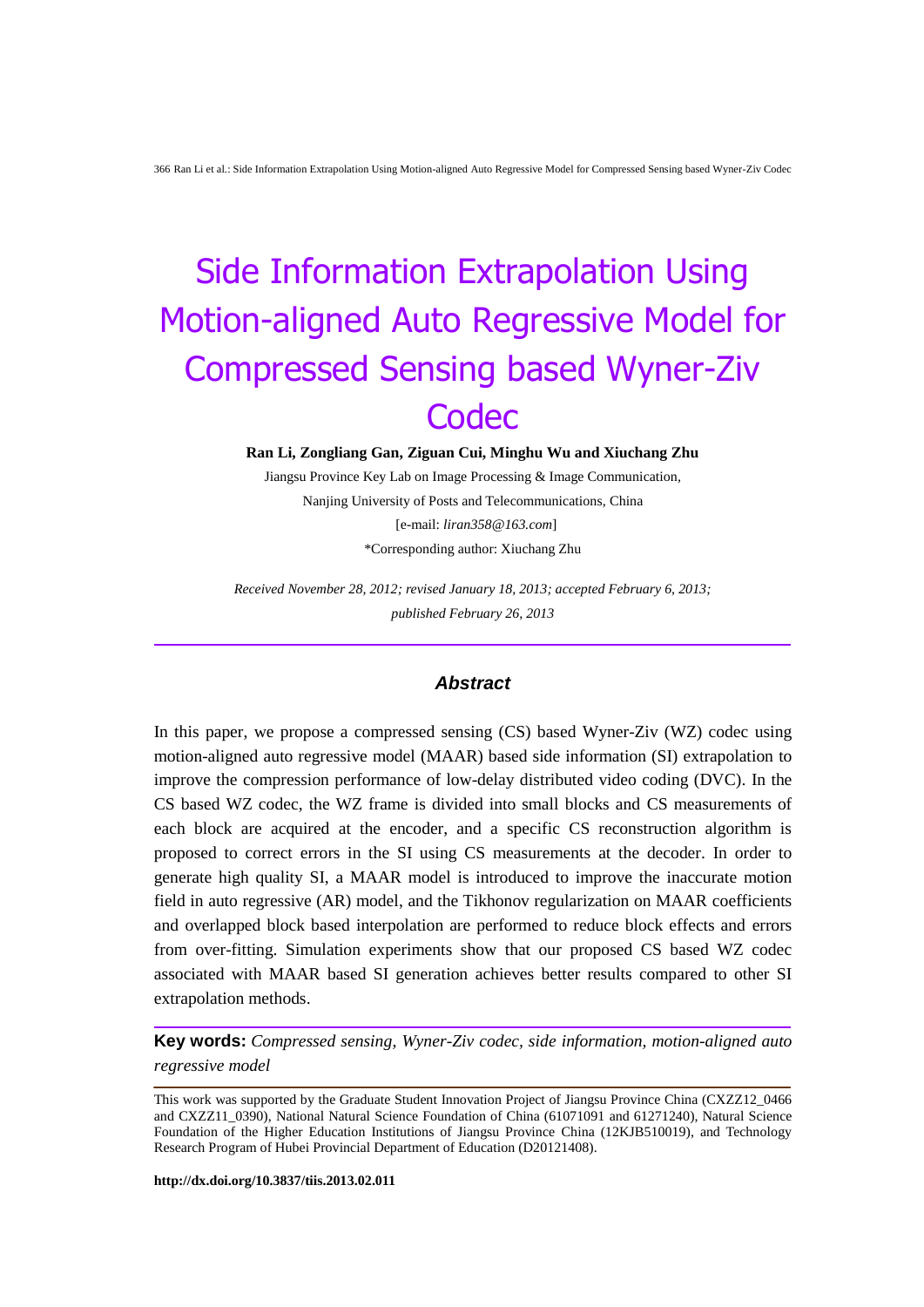# Side Information Extrapolation Using Motion-aligned Auto Regressive Model for Compressed Sensing based Wyner-Ziv Codec

**Ran Li, Zongliang Gan, Ziguan Cui, Minghu Wu and Xiuchang Zhu**

Jiangsu Province Key Lab on Image Processing & Image Communication,
Nanjing University of Posts and Telecommunications, China
[e-mail: *liran358@163.com*]
*Corresponding author: Xiuchang Zhu

*Received November 28, 2012; revised January 18, 2013; accepted February 6, 2013; published February 26, 2013*

---

### *Abstract*

In this paper, we propose a compressed sensing (CS) based Wyner-Ziv (WZ) codec using motion-aligned auto regressive model (MAAR) based side information (SI) extrapolation to improve the compression performance of low-delay distributed video coding (DVC). In the CS based WZ codec, the WZ frame is divided into small blocks and CS measurements of each block are acquired at the encoder, and a specific CS reconstruction algorithm is proposed to correct errors in the SI using CS measurements at the decoder. In order to generate high quality SI, a MAAR model is introduced to improve the inaccurate motion field in auto regressive (AR) model, and the Tikhonov regularization on MAAR coefficients and overlapped block based interpolation are performed to reduce block effects and errors from over-fitting. Simulation experiments show that our proposed CS based WZ codec associated with MAAR based SI generation achieves better results compared to other SI extrapolation methods.

---

**Key words:** *Compressed sensing, Wyner-Ziv codec, side information, motion-aligned auto regressive model*

---

This work was supported by the Graduate Student Innovation Project of Jiangsu Province China (CXZZ12_0466 and CXZZ11_0390), National Natural Science Foundation of China (61071091 and 61271240), Natural Science Foundation of the Higher Education Institutions of Jiangsu Province China (12KJB510019), and Technology Research Program of Hubei Provincial Department of Education (D20121408).

**http://dx.doi.org/10.3837/tiis.2013.02.011**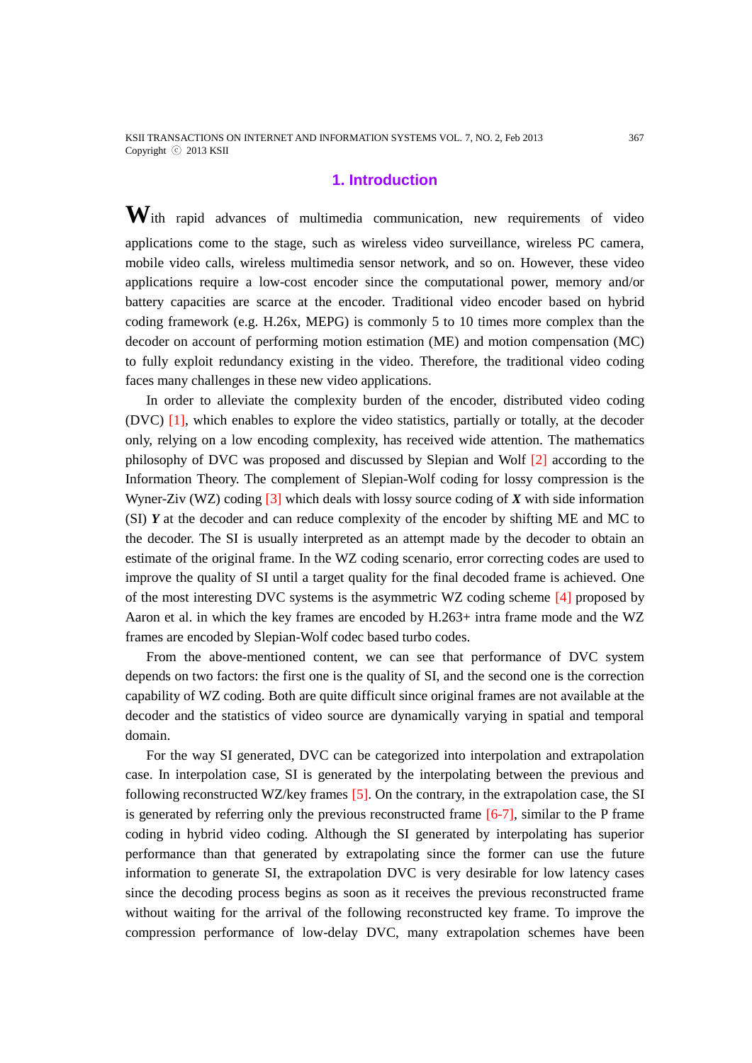## 1. Introduction

With rapid advances of multimedia communication, new requirements of video applications come to the stage, such as wireless video surveillance, wireless PC camera, mobile video calls, wireless multimedia sensor network, and so on. However, these video applications require a low-cost encoder since the computational power, memory and/or battery capacities are scarce at the encoder. Traditional video encoder based on hybrid coding framework (e.g. H.26x, MEPG) is commonly 5 to 10 times more complex than the decoder on account of performing motion estimation (ME) and motion compensation (MC) to fully exploit redundancy existing in the video. Therefore, the traditional video coding faces many challenges in these new video applications.

In order to alleviate the complexity burden of the encoder, distributed video coding (DVC) [1], which enables to explore the video statistics, partially or totally, at the decoder only, relying on a low encoding complexity, has received wide attention. The mathematics philosophy of DVC was proposed and discussed by Slepian and Wolf [2] according to the Information Theory. The complement of Slepian-Wolf coding for lossy compression is the Wyner-Ziv (WZ) coding [3] which deals with lossy source coding of $\boldsymbol{X}$ with side information (SI) $\boldsymbol{Y}$ at the decoder and can reduce complexity of the encoder by shifting ME and MC to the decoder. The SI is usually interpreted as an attempt made by the decoder to obtain an estimate of the original frame. In the WZ coding scenario, error correcting codes are used to improve the quality of SI until a target quality for the final decoded frame is achieved. One of the most interesting DVC systems is the asymmetric WZ coding scheme [4] proposed by Aaron et al. in which the key frames are encoded by H.263+ intra frame mode and the WZ frames are encoded by Slepian-Wolf codec based turbo codes.

From the above-mentioned content, we can see that performance of DVC system depends on two factors: the first one is the quality of SI, and the second one is the correction capability of WZ coding. Both are quite difficult since original frames are not available at the decoder and the statistics of video source are dynamically varying in spatial and temporal domain.

For the way SI generated, DVC can be categorized into interpolation and extrapolation case. In interpolation case, SI is generated by the interpolating between the previous and following reconstructed WZ/key frames [5]. On the contrary, in the extrapolation case, the SI is generated by referring only the previous reconstructed frame [6-7], similar to the P frame coding in hybrid video coding. Although the SI generated by interpolating has superior performance than that generated by extrapolating since the former can use the future information to generate SI, the extrapolation DVC is very desirable for low latency cases since the decoding process begins as soon as it receives the previous reconstructed frame without waiting for the arrival of the following reconstructed key frame. To improve the compression performance of low-delay DVC, many extrapolation schemes have been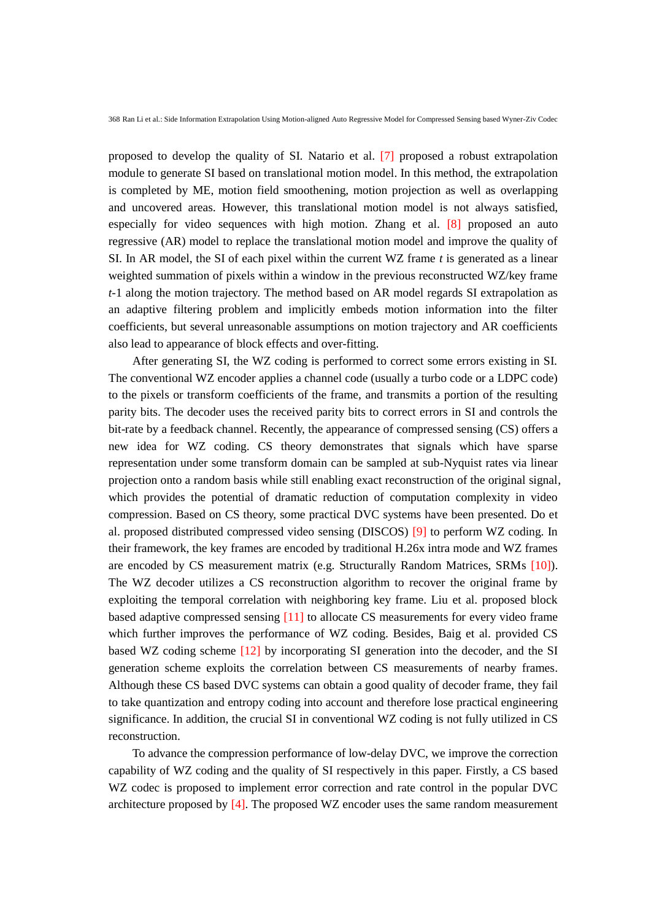proposed to develop the quality of SI. Natario et al. [7] proposed a robust extrapolation module to generate SI based on translational motion model. In this method, the extrapolation is completed by ME, motion field smoothening, motion projection as well as overlapping and uncovered areas. However, this translational motion model is not always satisfied, especially for video sequences with high motion. Zhang et al. [8] proposed an auto regressive (AR) model to replace the translational motion model and improve the quality of SI. In AR model, the SI of each pixel within the current WZ frame $t$ is generated as a linear weighted summation of pixels within a window in the previous reconstructed WZ/key frame $t$-1 along the motion trajectory. The method based on AR model regards SI extrapolation as an adaptive filtering problem and implicitly embeds motion information into the filter coefficients, but several unreasonable assumptions on motion trajectory and AR coefficients also lead to appearance of block effects and over-fitting.

After generating SI, the WZ coding is performed to correct some errors existing in SI. The conventional WZ encoder applies a channel code (usually a turbo code or a LDPC code) to the pixels or transform coefficients of the frame, and transmits a portion of the resulting parity bits. The decoder uses the received parity bits to correct errors in SI and controls the bit-rate by a feedback channel. Recently, the appearance of compressed sensing (CS) offers a new idea for WZ coding. CS theory demonstrates that signals which have sparse representation under some transform domain can be sampled at sub-Nyquist rates via linear projection onto a random basis while still enabling exact reconstruction of the original signal, which provides the potential of dramatic reduction of computation complexity in video compression. Based on CS theory, some practical DVC systems have been presented. Do et al. proposed distributed compressed video sensing (DISCOS) [9] to perform WZ coding. In their framework, the key frames are encoded by traditional H.26x intra mode and WZ frames are encoded by CS measurement matrix (e.g. Structurally Random Matrices, SRMs [10]). The WZ decoder utilizes a CS reconstruction algorithm to recover the original frame by exploiting the temporal correlation with neighboring key frame. Liu et al. proposed block based adaptive compressed sensing [11] to allocate CS measurements for every video frame which further improves the performance of WZ coding. Besides, Baig et al. provided CS based WZ coding scheme [12] by incorporating SI generation into the decoder, and the SI generation scheme exploits the correlation between CS measurements of nearby frames. Although these CS based DVC systems can obtain a good quality of decoder frame, they fail to take quantization and entropy coding into account and therefore lose practical engineering significance. In addition, the crucial SI in conventional WZ coding is not fully utilized in CS reconstruction.

To advance the compression performance of low-delay DVC, we improve the correction capability of WZ coding and the quality of SI respectively in this paper. Firstly, a CS based WZ codec is proposed to implement error correction and rate control in the popular DVC architecture proposed by [4]. The proposed WZ encoder uses the same random measurement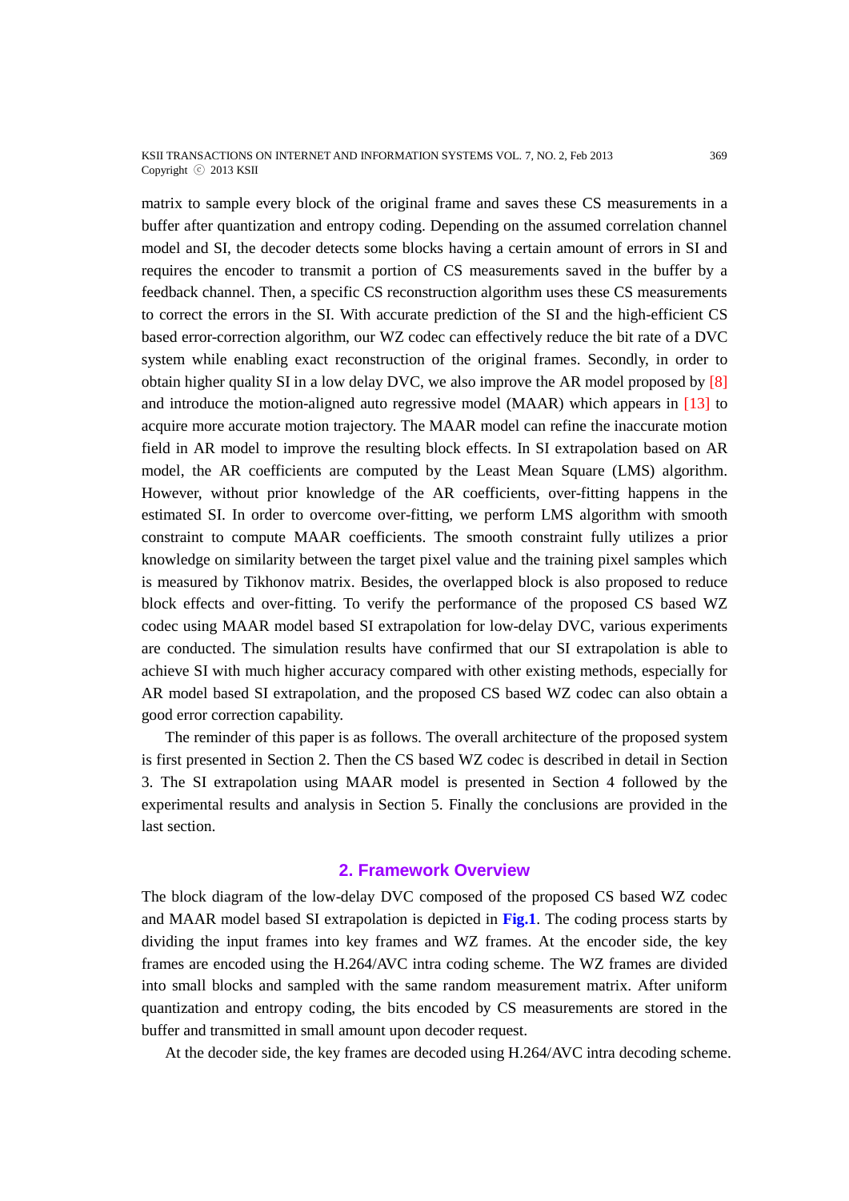matrix to sample every block of the original frame and saves these CS measurements in a buffer after quantization and entropy coding. Depending on the assumed correlation channel model and SI, the decoder detects some blocks having a certain amount of errors in SI and requires the encoder to transmit a portion of CS measurements saved in the buffer by a feedback channel. Then, a specific CS reconstruction algorithm uses these CS measurements to correct the errors in the SI. With accurate prediction of the SI and the high-efficient CS based error-correction algorithm, our WZ codec can effectively reduce the bit rate of a DVC system while enabling exact reconstruction of the original frames. Secondly, in order to obtain higher quality SI in a low delay DVC, we also improve the AR model proposed by [8] and introduce the motion-aligned auto regressive model (MAAR) which appears in [13] to acquire more accurate motion trajectory. The MAAR model can refine the inaccurate motion field in AR model to improve the resulting block effects. In SI extrapolation based on AR model, the AR coefficients are computed by the Least Mean Square (LMS) algorithm. However, without prior knowledge of the AR coefficients, over-fitting happens in the estimated SI. In order to overcome over-fitting, we perform LMS algorithm with smooth constraint to compute MAAR coefficients. The smooth constraint fully utilizes a prior knowledge on similarity between the target pixel value and the training pixel samples which is measured by Tikhonov matrix. Besides, the overlapped block is also proposed to reduce block effects and over-fitting. To verify the performance of the proposed CS based WZ codec using MAAR model based SI extrapolation for low-delay DVC, various experiments are conducted. The simulation results have confirmed that our SI extrapolation is able to achieve SI with much higher accuracy compared with other existing methods, especially for AR model based SI extrapolation, and the proposed CS based WZ codec can also obtain a good error correction capability.

The reminder of this paper is as follows. The overall architecture of the proposed system is first presented in Section 2. Then the CS based WZ codec is described in detail in Section 3. The SI extrapolation using MAAR model is presented in Section 4 followed by the experimental results and analysis in Section 5. Finally the conclusions are provided in the last section.

## 2. Framework Overview

The block diagram of the low-delay DVC composed of the proposed CS based WZ codec and MAAR model based SI extrapolation is depicted in **Fig.1**. The coding process starts by dividing the input frames into key frames and WZ frames. At the encoder side, the key frames are encoded using the H.264/AVC intra coding scheme. The WZ frames are divided into small blocks and sampled with the same random measurement matrix. After uniform quantization and entropy coding, the bits encoded by CS measurements are stored in the buffer and transmitted in small amount upon decoder request.

At the decoder side, the key frames are decoded using H.264/AVC intra decoding scheme.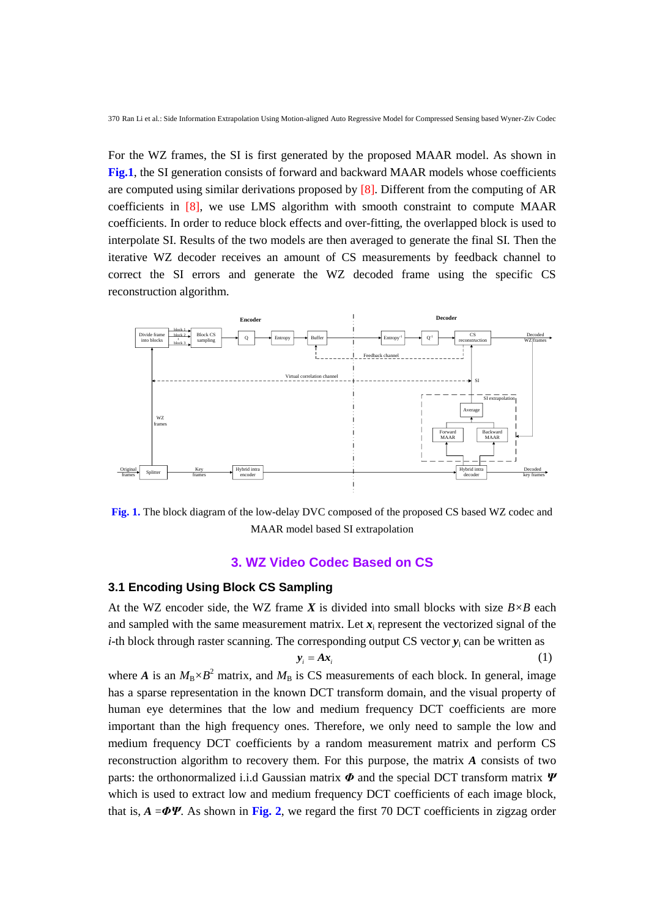For the WZ frames, the SI is first generated by the proposed MAAR model. As shown in **Fig.1**, the SI generation consists of forward and backward MAAR models whose coefficients are computed using similar derivations proposed by [8]. Different from the computing of AR coefficients in [8], we use LMS algorithm with smooth constraint to compute MAAR coefficients. In order to reduce block effects and over-fitting, the overlapped block is used to interpolate SI. Results of the two models are then averaged to generate the final SI. Then the iterative WZ decoder receives an amount of CS measurements by feedback channel to correct the SI errors and generate the WZ decoded frame using the specific CS reconstruction algorithm.

**Fig. 1.** The block diagram of the low-delay DVC composed of the proposed CS based WZ codec and MAAR model based SI extrapolation

## 3. WZ Video Codec Based on CS

### 3.1 Encoding Using Block CS Sampling

At the WZ encoder side, the WZ frame $\boldsymbol{X}$ is divided into small blocks with size $B\times B$ each and sampled with the same measurement matrix. Let $\boldsymbol{x}_i$ represent the vectorized signal of the $i$-th block through raster scanning. The corresponding output CS vector $\boldsymbol{y}_i$ can be written as

$$\boldsymbol{y}_i = \boldsymbol{A}\boldsymbol{x}_i \tag{1}$$

where $\boldsymbol{A}$ is an $M_B\times B^2$ matrix, and $M_B$ is CS measurements of each block. In general, image has a sparse representation in the known DCT transform domain, and the visual property of human eye determines that the low and medium frequency DCT coefficients are more important than the high frequency ones. Therefore, we only need to sample the low and medium frequency DCT coefficients by a random measurement matrix and perform CS reconstruction algorithm to recovery them. For this purpose, the matrix $\boldsymbol{A}$ consists of two parts: the orthonormalized i.i.d Gaussian matrix $\boldsymbol{\Phi}$ and the special DCT transform matrix $\boldsymbol{\Psi}$ which is used to extract low and medium frequency DCT coefficients of each image block, that is, $\boldsymbol{A} = \boldsymbol{\Phi}\boldsymbol{\Psi}$. As shown in **Fig. 2**, we regard the first 70 DCT coefficients in zigzag order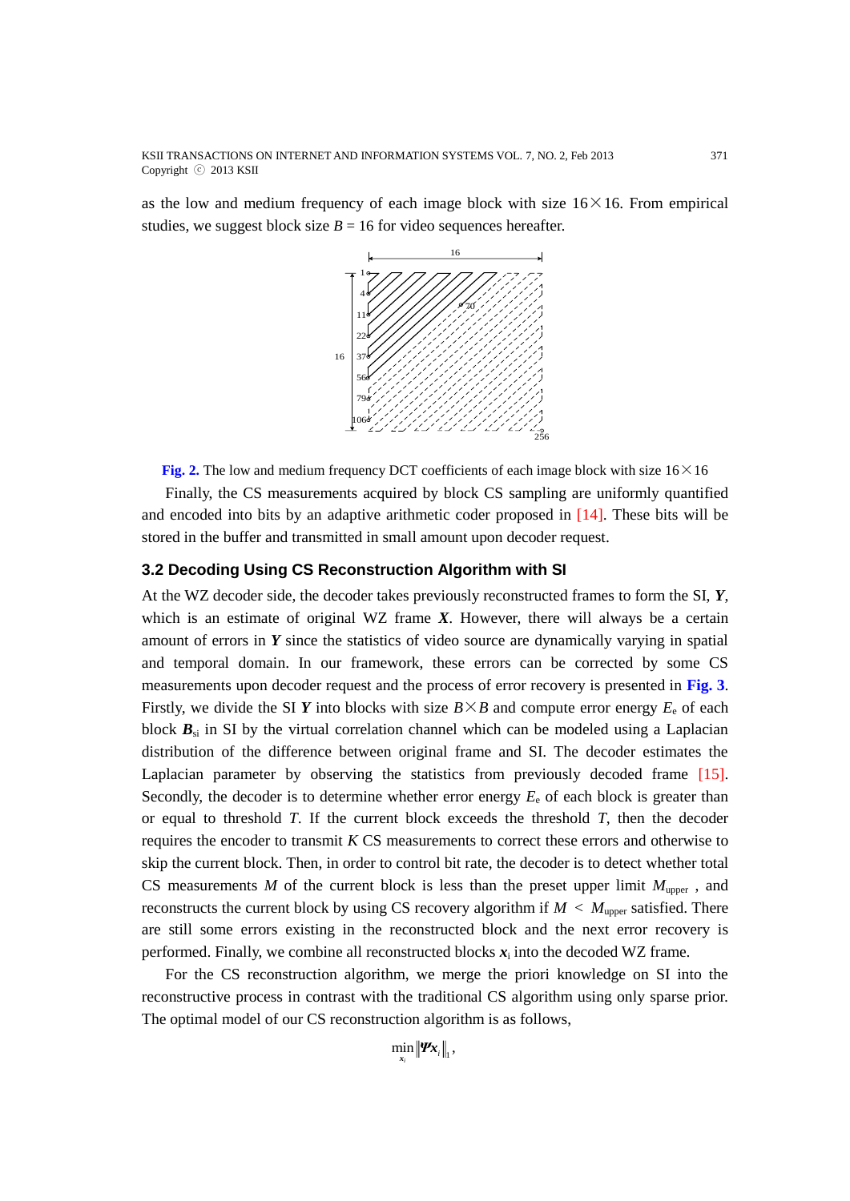as the low and medium frequency of each image block with size 16×16. From empirical studies, we suggest block size $B$ = 16 for video sequences hereafter.

**Fig. 2.** The low and medium frequency DCT coefficients of each image block with size 16×16

Finally, the CS measurements acquired by block CS sampling are uniformly quantified and encoded into bits by an adaptive arithmetic coder proposed in [14]. These bits will be stored in the buffer and transmitted in small amount upon decoder request.

### 3.2 Decoding Using CS Reconstruction Algorithm with SI

At the WZ decoder side, the decoder takes previously reconstructed frames to form the SI, $\boldsymbol{Y}$, which is an estimate of original WZ frame $\boldsymbol{X}$. However, there will always be a certain amount of errors in $\boldsymbol{Y}$ since the statistics of video source are dynamically varying in spatial and temporal domain. In our framework, these errors can be corrected by some CS measurements upon decoder request and the process of error recovery is presented in **Fig. 3**. Firstly, we divide the SI $\boldsymbol{Y}$ into blocks with size $B\times B$ and compute error energy $E_e$ of each block $\boldsymbol{B}_{si}$ in SI by the virtual correlation channel which can be modeled using a Laplacian distribution of the difference between original frame and SI. The decoder estimates the Laplacian parameter by observing the statistics from previously decoded frame [15]. Secondly, the decoder is to determine whether error energy $E_e$ of each block is greater than or equal to threshold $T$. If the current block exceeds the threshold $T$, then the decoder requires the encoder to transmit $K$ CS measurements to correct these errors and otherwise to skip the current block. Then, in order to control bit rate, the decoder is to detect whether total CS measurements $M$ of the current block is less than the preset upper limit $M_{upper}$ , and reconstructs the current block by using CS recovery algorithm if $M < M_{upper}$ satisfied. There are still some errors existing in the reconstructed block and the next error recovery is performed. Finally, we combine all reconstructed blocks $\boldsymbol{x}_i$ into the decoded WZ frame.

For the CS reconstruction algorithm, we merge the priori knowledge on SI into the reconstructive process in contrast with the traditional CS algorithm using only sparse prior. The optimal model of our CS reconstruction algorithm is as follows,

$$\min_{\boldsymbol{x}_i} \|\boldsymbol{\Psi}\boldsymbol{x}_i\|_1,$$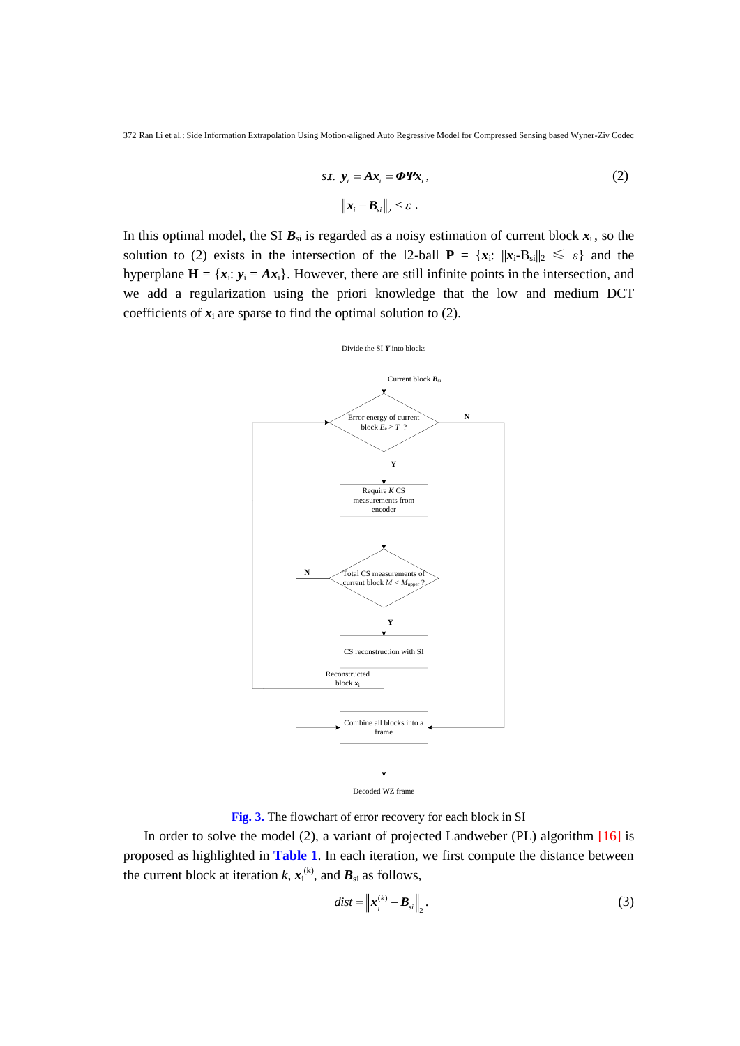$$
s.t.\ \boldsymbol{y}_i = \boldsymbol{A}\boldsymbol{x}_i = \boldsymbol{\Phi}\boldsymbol{\Psi}\boldsymbol{x}_i, \qquad (2)
$$

$$
\left\| \boldsymbol{x}_i - \boldsymbol{B}_{si} \right\|_2 \le \varepsilon .
$$

In this optimal model, the SI $\boldsymbol{B}_{si}$ is regarded as a noisy estimation of current block $\boldsymbol{x}_i$, so the solution to (2) exists in the intersection of the l2-ball $\mathbf{P} = \{\boldsymbol{x}_i: \|\boldsymbol{x}_i - B_{si}\|_2 \leqslant \varepsilon\}$ and the hyperplane $\mathbf{H} = \{\boldsymbol{x}_i: \boldsymbol{y}_i = \boldsymbol{A}\boldsymbol{x}_i\}$. However, there are still infinite points in the intersection, and we add a regularization using the priori knowledge that the low and medium DCT coefficients of $\boldsymbol{x}_i$ are sparse to find the optimal solution to (2).

**Fig. 3.** The flowchart of error recovery for each block in SI

In order to solve the model (2), a variant of projected Landweber (PL) algorithm [16] is proposed as highlighted in **Table 1**. In each iteration, we first compute the distance between the current block at iteration $k$, $\boldsymbol{x}_i^{(k)}$, and $\boldsymbol{B}_{si}$ as follows,

$$
dist = \left\| \boldsymbol{x}_i^{(k)} - \boldsymbol{B}_{si} \right\|_2 . \qquad (3)
$$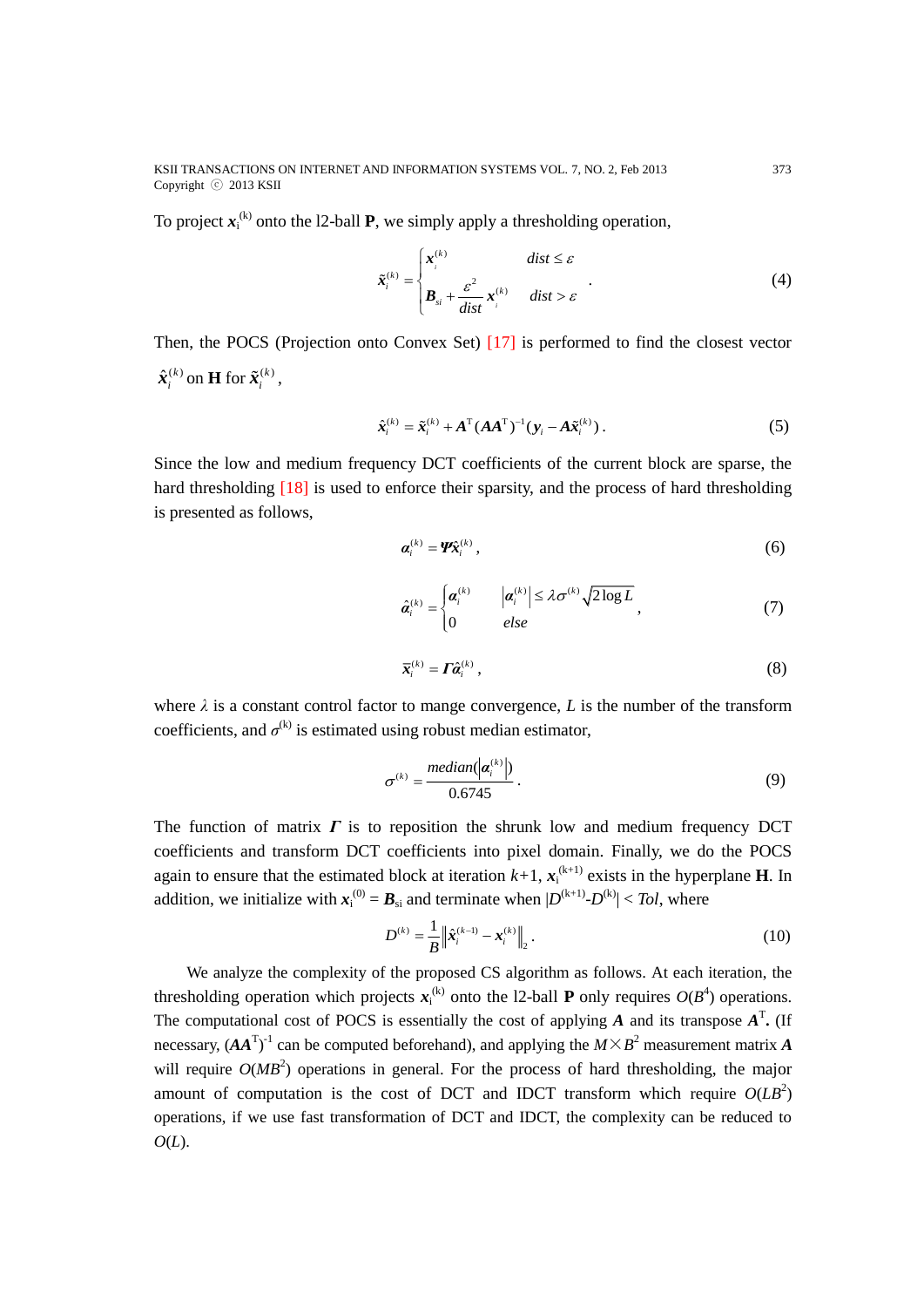To project $\boldsymbol{x}_i^{(k)}$ onto the l2-ball $\mathbf{P}$, we simply apply a thresholding operation,

$$\tilde{\boldsymbol{x}}_i^{(k)} = \begin{cases} \boldsymbol{x}_i^{(k)} & dist \le \varepsilon \\ \boldsymbol{B}_{si} + \dfrac{\varepsilon^2}{dist}\boldsymbol{x}_i^{(k)} & dist > \varepsilon \end{cases} . \tag{4}$$

Then, the POCS (Projection onto Convex Set) [17] is performed to find the closest vector $\hat{\boldsymbol{x}}_i^{(k)}$ on $\mathbf{H}$ for $\tilde{\boldsymbol{x}}_i^{(k)}$,

$$\hat{\boldsymbol{x}}_i^{(k)} = \tilde{\boldsymbol{x}}_i^{(k)} + \boldsymbol{A}^{\mathrm{T}}(\boldsymbol{A}\boldsymbol{A}^{\mathrm{T}})^{-1}(\boldsymbol{y}_i - \boldsymbol{A}\tilde{\boldsymbol{x}}_i^{(k)}) . \tag{5}$$

Since the low and medium frequency DCT coefficients of the current block are sparse, the hard thresholding [18] is used to enforce their sparsity, and the process of hard thresholding is presented as follows,

$$\boldsymbol{\alpha}_i^{(k)} = \boldsymbol{\Psi}\hat{\boldsymbol{x}}_i^{(k)} , \tag{6}$$

$$\hat{\boldsymbol{\alpha}}_i^{(k)} = \begin{cases} \boldsymbol{\alpha}_i^{(k)} & \left|\boldsymbol{\alpha}_i^{(k)}\right| \le \lambda\sigma^{(k)}\sqrt{2\log L} \\ 0 & else \end{cases} , \tag{7}$$

$$\overline{\boldsymbol{x}}_i^{(k)} = \boldsymbol{\Gamma}\hat{\boldsymbol{\alpha}}_i^{(k)} , \tag{8}$$

where $\lambda$ is a constant control factor to mange convergence, $L$ is the number of the transform coefficients, and $\sigma^{(k)}$ is estimated using robust median estimator,

$$\sigma^{(k)} = \frac{median\left(\left|\boldsymbol{\alpha}_i^{(k)}\right|\right)}{0.6745} . \tag{9}$$

The function of matrix $\boldsymbol{\Gamma}$ is to reposition the shrunk low and medium frequency DCT coefficients and transform DCT coefficients into pixel domain. Finally, we do the POCS again to ensure that the estimated block at iteration $k$+1, $\boldsymbol{x}_i^{(k+1)}$ exists in the hyperplane $\mathbf{H}$. In addition, we initialize with $\boldsymbol{x}_i^{(0)} = \boldsymbol{B}_{si}$ and terminate when $|D^{(k+1)}-D^{(k)}| < Tol$, where

$$D^{(k)} = \frac{1}{B}\left\|\hat{\boldsymbol{x}}_i^{(k-1)} - \boldsymbol{x}_i^{(k)}\right\|_2 . \tag{10}$$

We analyze the complexity of the proposed CS algorithm as follows. At each iteration, the thresholding operation which projects $\boldsymbol{x}_i^{(k)}$ onto the l2-ball $\mathbf{P}$ only requires $O(B^4)$ operations. The computational cost of POCS is essentially the cost of applying $\boldsymbol{A}$ and its transpose $\boldsymbol{A}^{\mathrm{T}}$. (If necessary, $(\boldsymbol{A}\boldsymbol{A}^{\mathrm{T}})^{-1}$ can be computed beforehand), and applying the $M \times B^2$ measurement matrix $\boldsymbol{A}$ will require $O(MB^2)$ operations in general. For the process of hard thresholding, the major amount of computation is the cost of DCT and IDCT transform which require $O(LB^2)$ operations, if we use fast transformation of DCT and IDCT, the complexity can be reduced to $O(L)$.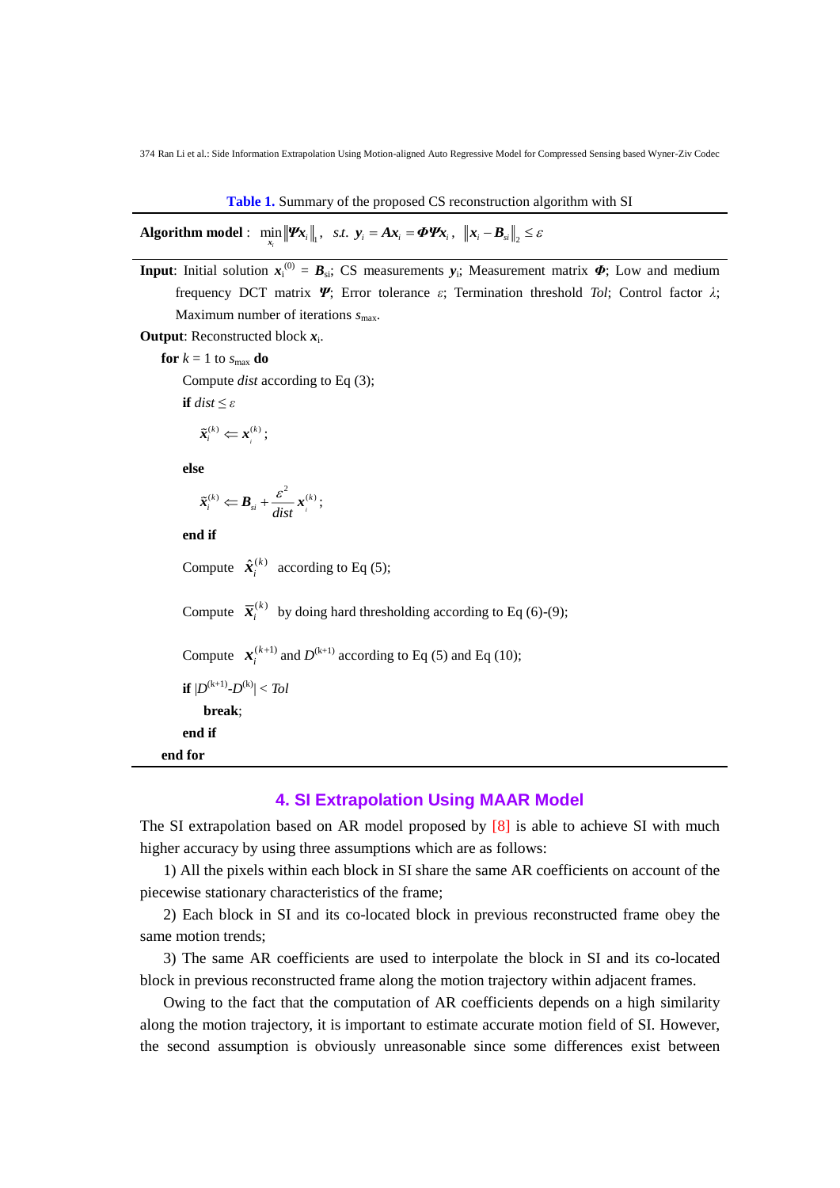**Table 1.** Summary of the proposed CS reconstruction algorithm with SI

**Algorithm model** : $\min_{x_i} \|\boldsymbol{\Psi} \boldsymbol{x}_i\|_1$, $s.t.$ $\boldsymbol{y}_i = \boldsymbol{A}\boldsymbol{x}_i = \boldsymbol{\Phi}\boldsymbol{\Psi}\boldsymbol{x}_i$, $\|\boldsymbol{x}_i - \boldsymbol{B}_{si}\|_2 \le \varepsilon$

**Input**: Initial solution $\boldsymbol{x}_i^{(0)} = \boldsymbol{B}_{si}$; CS measurements $\boldsymbol{y}_i$; Measurement matrix $\boldsymbol{\Phi}$; Low and medium frequency DCT matrix $\boldsymbol{\Psi}$; Error tolerance $\varepsilon$; Termination threshold $Tol$; Control factor $\lambda$; Maximum number of iterations $s_{max}$.

**Output**: Reconstructed block $\boldsymbol{x}_i$.

**for** $k$ = 1 to $s_{max}$ **do**

  Compute *dist* according to Eq (3);

  **if** $dist \le \varepsilon$

    $\tilde{\boldsymbol{x}}_i^{(k)} \Leftarrow \boldsymbol{x}_i^{(k)}$;

  **else**

    $\tilde{\boldsymbol{x}}_i^{(k)} \Leftarrow \boldsymbol{B}_{si} + \dfrac{\varepsilon^2}{dist}\boldsymbol{x}_i^{(k)}$;

  **end if**

  Compute $\hat{\boldsymbol{x}}_i^{(k)}$ according to Eq (5);

  Compute $\bar{\boldsymbol{x}}_i^{(k)}$ by doing hard thresholding according to Eq (6)-(9);

  Compute $\boldsymbol{x}_i^{(k+1)}$ and $D^{(k+1)}$ according to Eq (5) and Eq (10);

  **if** $|D^{(k+1)}-D^{(k)}| < Tol$

    **break**;

  **end if**

**end for**

## 4. SI Extrapolation Using MAAR Model

The SI extrapolation based on AR model proposed by [8] is able to achieve SI with much higher accuracy by using three assumptions which are as follows:

1) All the pixels within each block in SI share the same AR coefficients on account of the piecewise stationary characteristics of the frame;

2) Each block in SI and its co-located block in previous reconstructed frame obey the same motion trends;

3) The same AR coefficients are used to interpolate the block in SI and its co-located block in previous reconstructed frame along the motion trajectory within adjacent frames.

Owing to the fact that the computation of AR coefficients depends on a high similarity along the motion trajectory, it is important to estimate accurate motion field of SI. However, the second assumption is obviously unreasonable since some differences exist between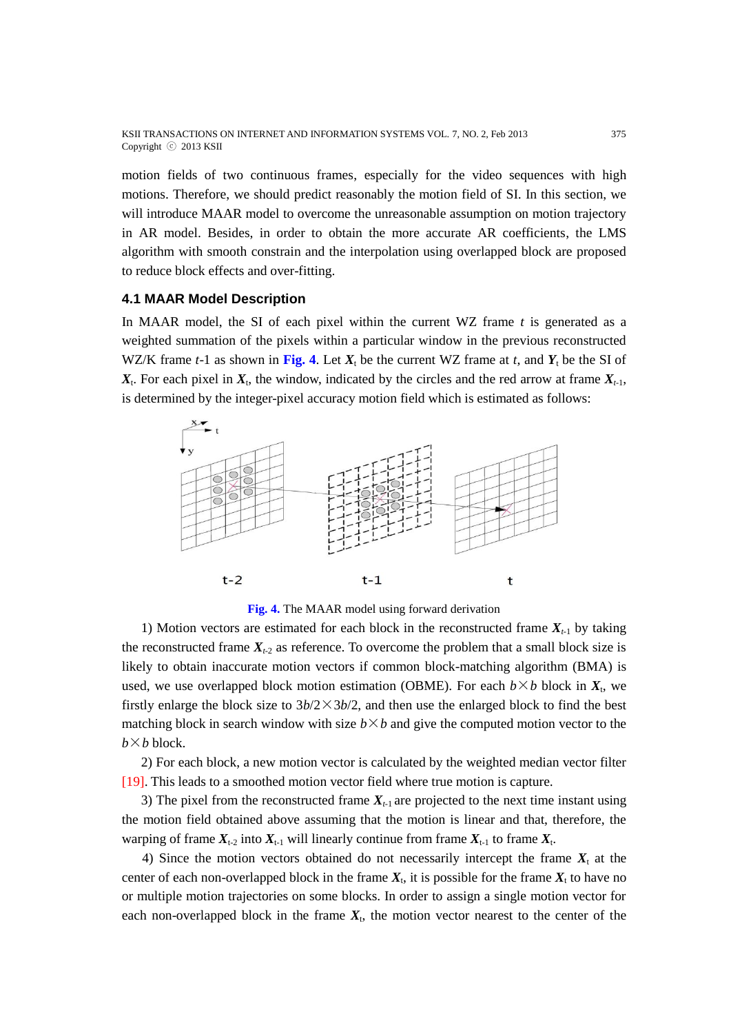motion fields of two continuous frames, especially for the video sequences with high motions. Therefore, we should predict reasonably the motion field of SI. In this section, we will introduce MAAR model to overcome the unreasonable assumption on motion trajectory in AR model. Besides, in order to obtain the more accurate AR coefficients, the LMS algorithm with smooth constrain and the interpolation using overlapped block are proposed to reduce block effects and over-fitting.

### 4.1 MAAR Model Description

In MAAR model, the SI of each pixel within the current WZ frame $t$ is generated as a weighted summation of the pixels within a particular window in the previous reconstructed WZ/K frame $t$-1 as shown in **Fig. 4**. Let $\boldsymbol{X}_t$ be the current WZ frame at $t$, and $\boldsymbol{Y}_t$ be the SI of $\boldsymbol{X}_t$. For each pixel in $\boldsymbol{X}_t$, the window, indicated by the circles and the red arrow at frame $\boldsymbol{X}_{t-1}$, is determined by the integer-pixel accuracy motion field which is estimated as follows:

**Fig. 4.** The MAAR model using forward derivation

1) Motion vectors are estimated for each block in the reconstructed frame $\boldsymbol{X}_{t-1}$ by taking the reconstructed frame $\boldsymbol{X}_{t-2}$ as reference. To overcome the problem that a small block size is likely to obtain inaccurate motion vectors if common block-matching algorithm (BMA) is used, we use overlapped block motion estimation (OBME). For each $b \times b$ block in $\boldsymbol{X}_t$, we firstly enlarge the block size to $3b/2 \times 3b/2$, and then use the enlarged block to find the best matching block in search window with size $b \times b$ and give the computed motion vector to the $b \times b$ block.

2) For each block, a new motion vector is calculated by the weighted median vector filter [19]. This leads to a smoothed motion vector field where true motion is capture.

3) The pixel from the reconstructed frame $\boldsymbol{X}_{t-1}$ are projected to the next time instant using the motion field obtained above assuming that the motion is linear and that, therefore, the warping of frame $\boldsymbol{X}_{t-2}$ into $\boldsymbol{X}_{t-1}$ will linearly continue from frame $\boldsymbol{X}_{t-1}$ to frame $\boldsymbol{X}_t$.

4) Since the motion vectors obtained do not necessarily intercept the frame $\boldsymbol{X}_t$ at the center of each non-overlapped block in the frame $\boldsymbol{X}_t$, it is possible for the frame $\boldsymbol{X}_t$ to have no or multiple motion trajectories on some blocks. In order to assign a single motion vector for each non-overlapped block in the frame $\boldsymbol{X}_t$, the motion vector nearest to the center of the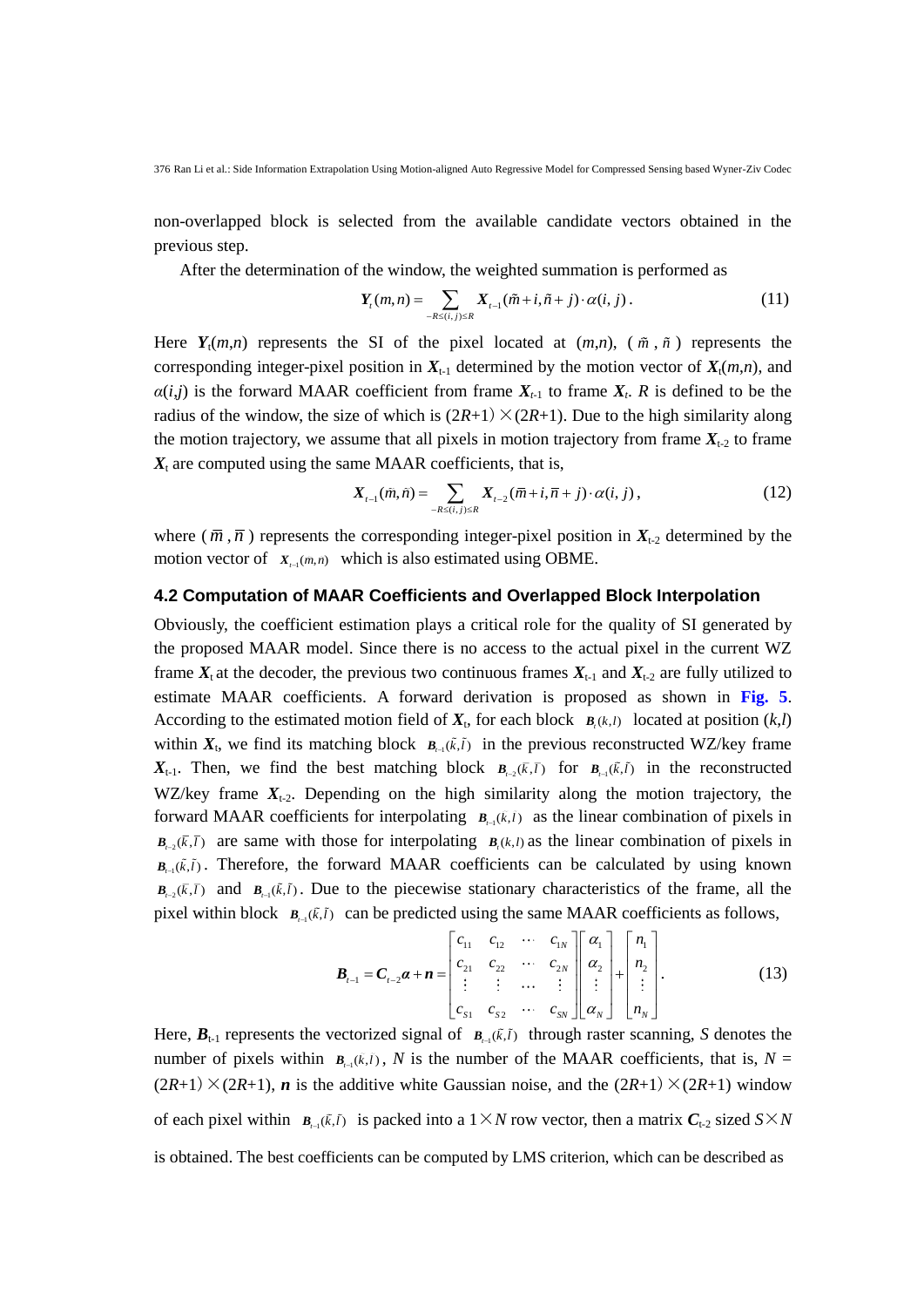non-overlapped block is selected from the available candidate vectors obtained in the previous step.

After the determination of the window, the weighted summation is performed as

$$\boldsymbol{Y}_t(m,n) = \sum_{-R \le (i,j) \le R} \boldsymbol{X}_{t-1}(\tilde{m}+i, \tilde{n}+j) \cdot \alpha(i,j). \tag{11}$$

Here $\boldsymbol{Y}_t(m,n)$ represents the SI of the pixel located at $(m,n)$, $(\tilde{m}, \tilde{n})$ represents the corresponding integer-pixel position in $\boldsymbol{X}_{t-1}$ determined by the motion vector of $\boldsymbol{X}_t(m,n)$, and $\alpha(i,j)$ is the forward MAAR coefficient from frame $\boldsymbol{X}_{t-1}$ to frame $\boldsymbol{X}_t$. $R$ is defined to be the radius of the window, the size of which is $(2R+1) \times (2R+1)$. Due to the high similarity along the motion trajectory, we assume that all pixels in motion trajectory from frame $\boldsymbol{X}_{t-2}$ to frame $\boldsymbol{X}_t$ are computed using the same MAAR coefficients, that is,

$$\boldsymbol{X}_{t-1}(\tilde{m}, \tilde{n}) = \sum_{-R \le (i,j) \le R} \boldsymbol{X}_{t-2}(\overline{m}+i, \overline{n}+j) \cdot \alpha(i,j), \tag{12}$$

where $(\overline{m}, \overline{n})$ represents the corresponding integer-pixel position in $\boldsymbol{X}_{t-2}$ determined by the motion vector of $\boldsymbol{X}_{t-1}(m,n)$ which is also estimated using OBME.

### 4.2 Computation of MAAR Coefficients and Overlapped Block Interpolation

Obviously, the coefficient estimation plays a critical role for the quality of SI generated by the proposed MAAR model. Since there is no access to the actual pixel in the current WZ frame $\boldsymbol{X}_t$ at the decoder, the previous two continuous frames $\boldsymbol{X}_{t-1}$ and $\boldsymbol{X}_{t-2}$ are fully utilized to estimate MAAR coefficients. A forward derivation is proposed as shown in **Fig. 5**. According to the estimated motion field of $\boldsymbol{X}_t$, for each block $\boldsymbol{B}_t(k,l)$ located at position $(k,l)$ within $\boldsymbol{X}_t$, we find its matching block $\boldsymbol{B}_{t-1}(\tilde{k},\tilde{l})$ in the previous reconstructed WZ/key frame $\boldsymbol{X}_{t-1}$. Then, we find the best matching block $\boldsymbol{B}_{t-2}(\overline{k},\overline{l})$ for $\boldsymbol{B}_{t-1}(\tilde{k},\tilde{l})$ in the reconstructed WZ/key frame $\boldsymbol{X}_{t-2}$. Depending on the high similarity along the motion trajectory, the forward MAAR coefficients for interpolating $\boldsymbol{B}_{t-1}(k,l)$ as the linear combination of pixels in $\boldsymbol{B}_{t-2}(\overline{k},\overline{l})$ are same with those for interpolating $\boldsymbol{B}_t(k,l)$ as the linear combination of pixels in $\boldsymbol{B}_{t-1}(\tilde{k},\tilde{l})$. Therefore, the forward MAAR coefficients can be calculated by using known $\boldsymbol{B}_{t-2}(\overline{k},\overline{l})$ and $\boldsymbol{B}_{t-1}(\tilde{k},\tilde{l})$. Due to the piecewise stationary characteristics of the frame, all the pixel within block $\boldsymbol{B}_{t-1}(\tilde{k},\tilde{l})$ can be predicted using the same MAAR coefficients as follows,

$$\boldsymbol{B}_{t-1} = \boldsymbol{C}_{t-2}\boldsymbol{\alpha} + \boldsymbol{n} = \begin{bmatrix} c_{11} & c_{12} & \cdots & c_{1N} \\ c_{21} & c_{22} & \cdots & c_{2N} \\ \vdots & \vdots & \cdots & \vdots \\ c_{S1} & c_{S2} & \cdots & c_{SN} \end{bmatrix} \begin{bmatrix} \alpha_1 \\ \alpha_2 \\ \vdots \\ \alpha_N \end{bmatrix} + \begin{bmatrix} n_1 \\ n_2 \\ \vdots \\ n_N \end{bmatrix}. \tag{13}$$

Here, $\boldsymbol{B}_{t-1}$ represents the vectorized signal of $\boldsymbol{B}_{t-1}(\tilde{k},\tilde{l})$ through raster scanning, $S$ denotes the number of pixels within $\boldsymbol{B}_{t-1}(k,l)$, $N$ is the number of the MAAR coefficients, that is, $N = (2R+1) \times (2R+1)$, $\boldsymbol{n}$ is the additive white Gaussian noise, and the $(2R+1) \times (2R+1)$ window of each pixel within $\boldsymbol{B}_{t-1}(\tilde{k},\tilde{l})$ is packed into a $1 \times N$ row vector, then a matrix $\boldsymbol{C}_{t-2}$ sized $S \times N$ is obtained. The best coefficients can be computed by LMS criterion, which can be described as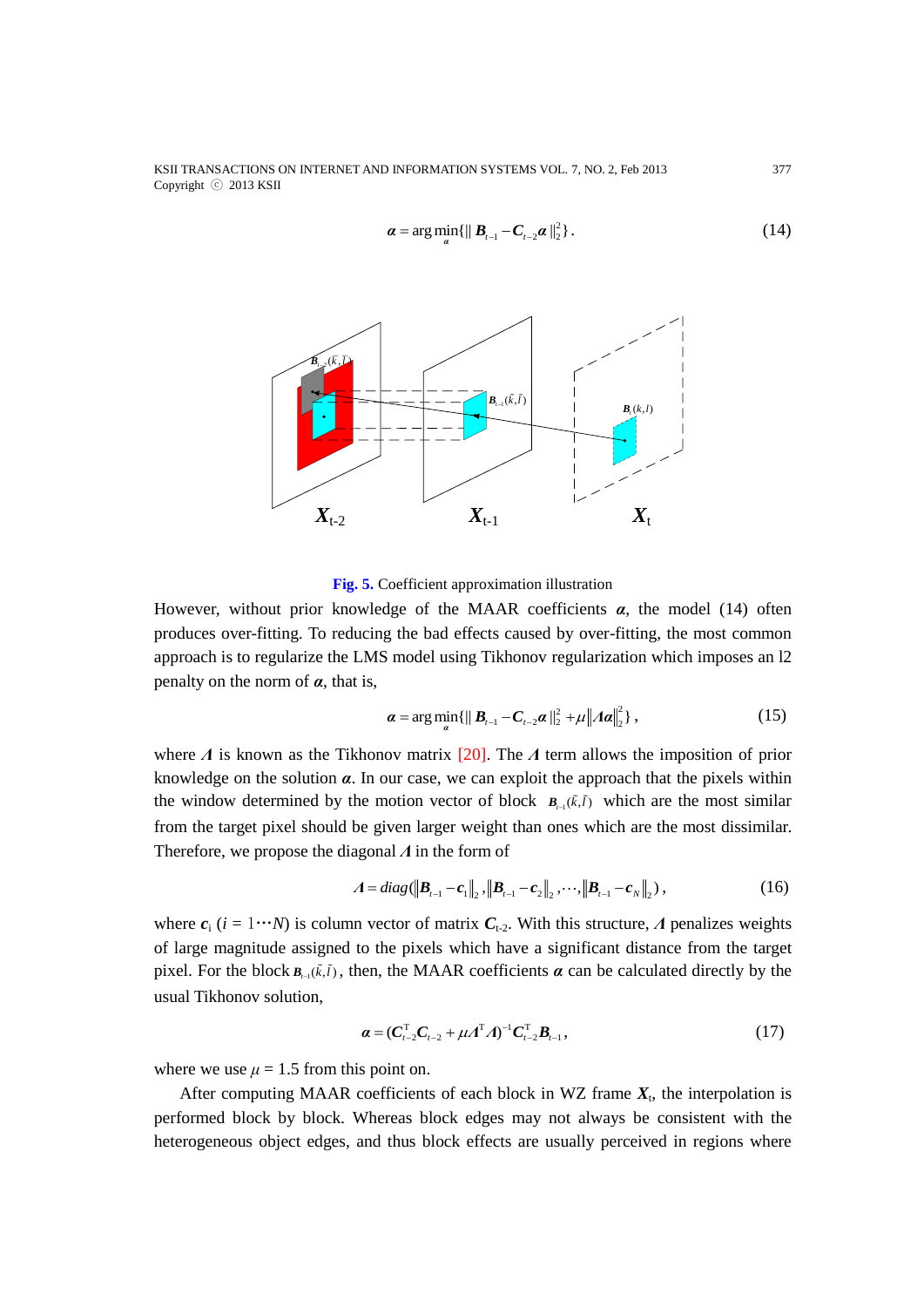$$\boldsymbol{\alpha} = \arg\min_{\boldsymbol{\alpha}} \{ \| \boldsymbol{B}_{t-1} - \boldsymbol{C}_{t-2}\boldsymbol{\alpha} \|_2^2 \}. \tag{14}$$

Fig. 5. Coefficient approximation illustration

However, without prior knowledge of the MAAR coefficients $\boldsymbol{\alpha}$, the model (14) often produces over-fitting. To reducing the bad effects caused by over-fitting, the most common approach is to regularize the LMS model using Tikhonov regularization which imposes an l2 penalty on the norm of $\boldsymbol{\alpha}$, that is,

$$\boldsymbol{\alpha} = \arg\min_{\boldsymbol{\alpha}} \{ \| \boldsymbol{B}_{t-1} - \boldsymbol{C}_{t-2}\boldsymbol{\alpha} \|_2^2 + \mu \| \boldsymbol{\Lambda}\boldsymbol{\alpha} \|_2^2 \}, \tag{15}$$

where $\boldsymbol{\Lambda}$ is known as the Tikhonov matrix [20]. The $\boldsymbol{\Lambda}$ term allows the imposition of prior knowledge on the solution $\boldsymbol{\alpha}$. In our case, we can exploit the approach that the pixels within the window determined by the motion vector of block $\boldsymbol{B}_{t-1}(\bar{k},\bar{l})$ which are the most similar from the target pixel should be given larger weight than ones which are the most dissimilar. Therefore, we propose the diagonal $\boldsymbol{\Lambda}$ in the form of

$$\boldsymbol{\Lambda} = diag(\| \boldsymbol{B}_{t-1} - \boldsymbol{c}_1 \|_2, \| \boldsymbol{B}_{t-1} - \boldsymbol{c}_2 \|_2, \cdots, \| \boldsymbol{B}_{t-1} - \boldsymbol{c}_N \|_2), \tag{16}$$

where $\boldsymbol{c}_i$ ($i = 1 \cdots N$) is column vector of matrix $\boldsymbol{C}_{t-2}$. With this structure, $\boldsymbol{\Lambda}$ penalizes weights of large magnitude assigned to the pixels which have a significant distance from the target pixel. For the block $\boldsymbol{B}_{t-1}(\bar{k},\bar{l})$, then, the MAAR coefficients $\boldsymbol{\alpha}$ can be calculated directly by the usual Tikhonov solution,

$$\boldsymbol{\alpha} = (\boldsymbol{C}_{t-2}^{\mathrm{T}}\boldsymbol{C}_{t-2} + \mu\boldsymbol{\Lambda}^{\mathrm{T}}\boldsymbol{\Lambda})^{-1}\boldsymbol{C}_{t-2}^{\mathrm{T}}\boldsymbol{B}_{t-1}, \tag{17}$$

where we use $\mu = 1.5$ from this point on.

After computing MAAR coefficients of each block in WZ frame $\boldsymbol{X}_t$, the interpolation is performed block by block. Whereas block edges may not always be consistent with the heterogeneous object edges, and thus block effects are usually perceived in regions where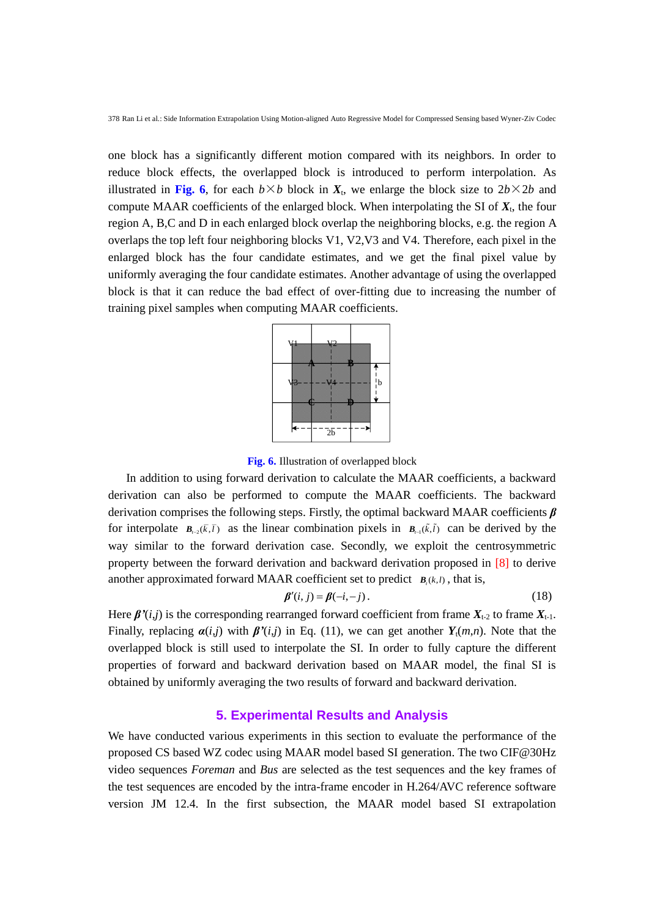one block has a significantly different motion compared with its neighbors. In order to reduce block effects, the overlapped block is introduced to perform interpolation. As illustrated in **Fig. 6**, for each $b \times b$ block in $\boldsymbol{X}_t$, we enlarge the block size to $2b \times 2b$ and compute MAAR coefficients of the enlarged block. When interpolating the SI of $\boldsymbol{X}_t$, the four region A, B,C and D in each enlarged block overlap the neighboring blocks, e.g. the region A overlaps the top left four neighboring blocks V1, V2,V3 and V4. Therefore, each pixel in the enlarged block has the four candidate estimates, and we get the final pixel value by uniformly averaging the four candidate estimates. Another advantage of using the overlapped block is that it can reduce the bad effect of over-fitting due to increasing the number of training pixel samples when computing MAAR coefficients.

**Fig. 6.** Illustration of overlapped block

In addition to using forward derivation to calculate the MAAR coefficients, a backward derivation can also be performed to compute the MAAR coefficients. The backward derivation comprises the following steps. Firstly, the optimal backward MAAR coefficients $\boldsymbol{\beta}$ for interpolate $\boldsymbol{B}_{t-2}(\bar{k},\bar{l})$ as the linear combination pixels in $\boldsymbol{B}_{t-1}(\tilde{k},\tilde{l})$ can be derived by the way similar to the forward derivation case. Secondly, we exploit the centrosymmetric property between the forward derivation and backward derivation proposed in [8] to derive another approximated forward MAAR coefficient set to predict $\boldsymbol{B}_t(k,l)$, that is,

$$\boldsymbol{\beta}'(i,j) = \boldsymbol{\beta}(-i,-j). \tag{18}$$

Here $\boldsymbol{\beta}'(i,j)$ is the corresponding rearranged forward coefficient from frame $\boldsymbol{X}_{t-2}$ to frame $\boldsymbol{X}_{t-1}$. Finally, replacing $\boldsymbol{\alpha}(i,j)$ with $\boldsymbol{\beta}'(i,j)$ in Eq. (11), we can get another $\boldsymbol{Y}_t(m,n)$. Note that the overlapped block is still used to interpolate the SI. In order to fully capture the different properties of forward and backward derivation based on MAAR model, the final SI is obtained by uniformly averaging the two results of forward and backward derivation.

## 5. Experimental Results and Analysis

We have conducted various experiments in this section to evaluate the performance of the proposed CS based WZ codec using MAAR model based SI generation. The two CIF@30Hz video sequences *Foreman* and *Bus* are selected as the test sequences and the key frames of the test sequences are encoded by the intra-frame encoder in H.264/AVC reference software version JM 12.4. In the first subsection, the MAAR model based SI extrapolation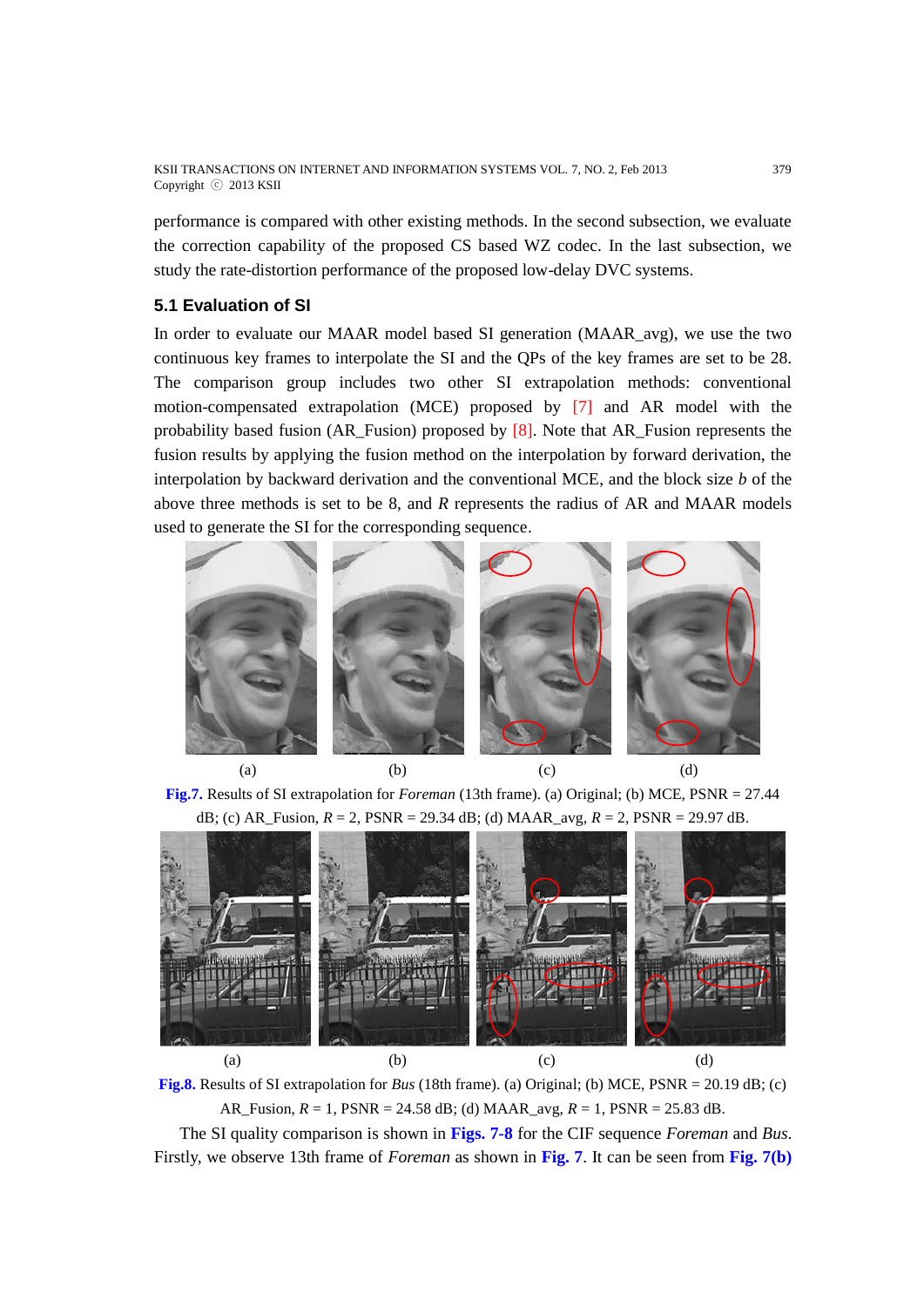performance is compared with other existing methods. In the second subsection, we evaluate the correction capability of the proposed CS based WZ codec. In the last subsection, we study the rate-distortion performance of the proposed low-delay DVC systems.

### 5.1 Evaluation of SI

In order to evaluate our MAAR model based SI generation (MAAR_avg), we use the two continuous key frames to interpolate the SI and the QPs of the key frames are set to be 28. The comparison group includes two other SI extrapolation methods: conventional motion-compensated extrapolation (MCE) proposed by [7] and AR model with the probability based fusion (AR_Fusion) proposed by [8]. Note that AR_Fusion represents the fusion results by applying the fusion method on the interpolation by forward derivation, the interpolation by backward derivation and the conventional MCE, and the block size $b$ of the above three methods is set to be 8, and $R$ represents the radius of AR and MAAR models used to generate the SI for the corresponding sequence.

(a) (b) (c) (d)

**Fig.7.** Results of SI extrapolation for *Foreman* (13th frame). (a) Original; (b) MCE, PSNR = 27.44 dB; (c) AR_Fusion, $R = 2$, PSNR = 29.34 dB; (d) MAAR_avg, $R = 2$, PSNR = 29.97 dB.

(a) (b) (c) (d)

**Fig.8.** Results of SI extrapolation for *Bus* (18th frame). (a) Original; (b) MCE, PSNR = 20.19 dB; (c) AR_Fusion, $R = 1$, PSNR = 24.58 dB; (d) MAAR_avg, $R = 1$, PSNR = 25.83 dB.

The SI quality comparison is shown in **Figs. 7-8** for the CIF sequence *Foreman* and *Bus*. Firstly, we observe 13th frame of *Foreman* as shown in **Fig. 7**. It can be seen from **Fig. 7(b)**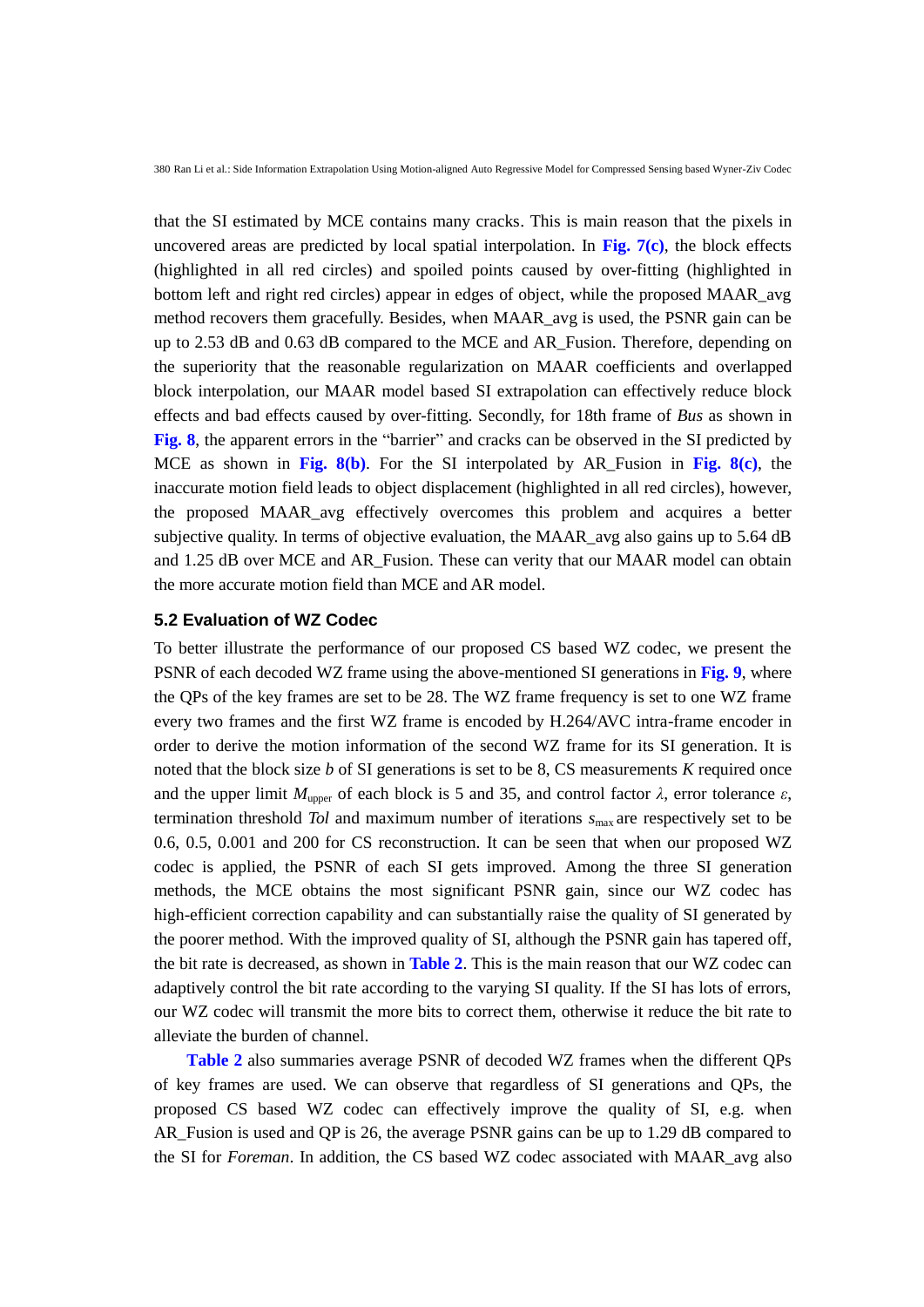that the SI estimated by MCE contains many cracks. This is main reason that the pixels in uncovered areas are predicted by local spatial interpolation. In **Fig. 7(c)**, the block effects (highlighted in all red circles) and spoiled points caused by over-fitting (highlighted in bottom left and right red circles) appear in edges of object, while the proposed MAAR_avg method recovers them gracefully. Besides, when MAAR_avg is used, the PSNR gain can be up to 2.53 dB and 0.63 dB compared to the MCE and AR_Fusion. Therefore, depending on the superiority that the reasonable regularization on MAAR coefficients and overlapped block interpolation, our MAAR model based SI extrapolation can effectively reduce block effects and bad effects caused by over-fitting. Secondly, for 18th frame of *Bus* as shown in **Fig. 8**, the apparent errors in the "barrier" and cracks can be observed in the SI predicted by MCE as shown in **Fig. 8(b)**. For the SI interpolated by AR_Fusion in **Fig. 8(c)**, the inaccurate motion field leads to object displacement (highlighted in all red circles), however, the proposed MAAR_avg effectively overcomes this problem and acquires a better subjective quality. In terms of objective evaluation, the MAAR_avg also gains up to 5.64 dB and 1.25 dB over MCE and AR_Fusion. These can verity that our MAAR model can obtain the more accurate motion field than MCE and AR model.

### 5.2 Evaluation of WZ Codec

To better illustrate the performance of our proposed CS based WZ codec, we present the PSNR of each decoded WZ frame using the above-mentioned SI generations in **Fig. 9**, where the QPs of the key frames are set to be 28. The WZ frame frequency is set to one WZ frame every two frames and the first WZ frame is encoded by H.264/AVC intra-frame encoder in order to derive the motion information of the second WZ frame for its SI generation. It is noted that the block size $b$ of SI generations is set to be 8, CS measurements $K$ required once and the upper limit $M_{upper}$ of each block is 5 and 35, and control factor $\lambda$, error tolerance $\varepsilon$, termination threshold $Tol$ and maximum number of iterations $s_{max}$ are respectively set to be 0.6, 0.5, 0.001 and 200 for CS reconstruction. It can be seen that when our proposed WZ codec is applied, the PSNR of each SI gets improved. Among the three SI generation methods, the MCE obtains the most significant PSNR gain, since our WZ codec has high-efficient correction capability and can substantially raise the quality of SI generated by the poorer method. With the improved quality of SI, although the PSNR gain has tapered off, the bit rate is decreased, as shown in **Table 2**. This is the main reason that our WZ codec can adaptively control the bit rate according to the varying SI quality. If the SI has lots of errors, our WZ codec will transmit the more bits to correct them, otherwise it reduce the bit rate to alleviate the burden of channel.

**Table 2** also summaries average PSNR of decoded WZ frames when the different QPs of key frames are used. We can observe that regardless of SI generations and QPs, the proposed CS based WZ codec can effectively improve the quality of SI, e.g. when AR_Fusion is used and QP is 26, the average PSNR gains can be up to 1.29 dB compared to the SI for *Foreman*. In addition, the CS based WZ codec associated with MAAR_avg also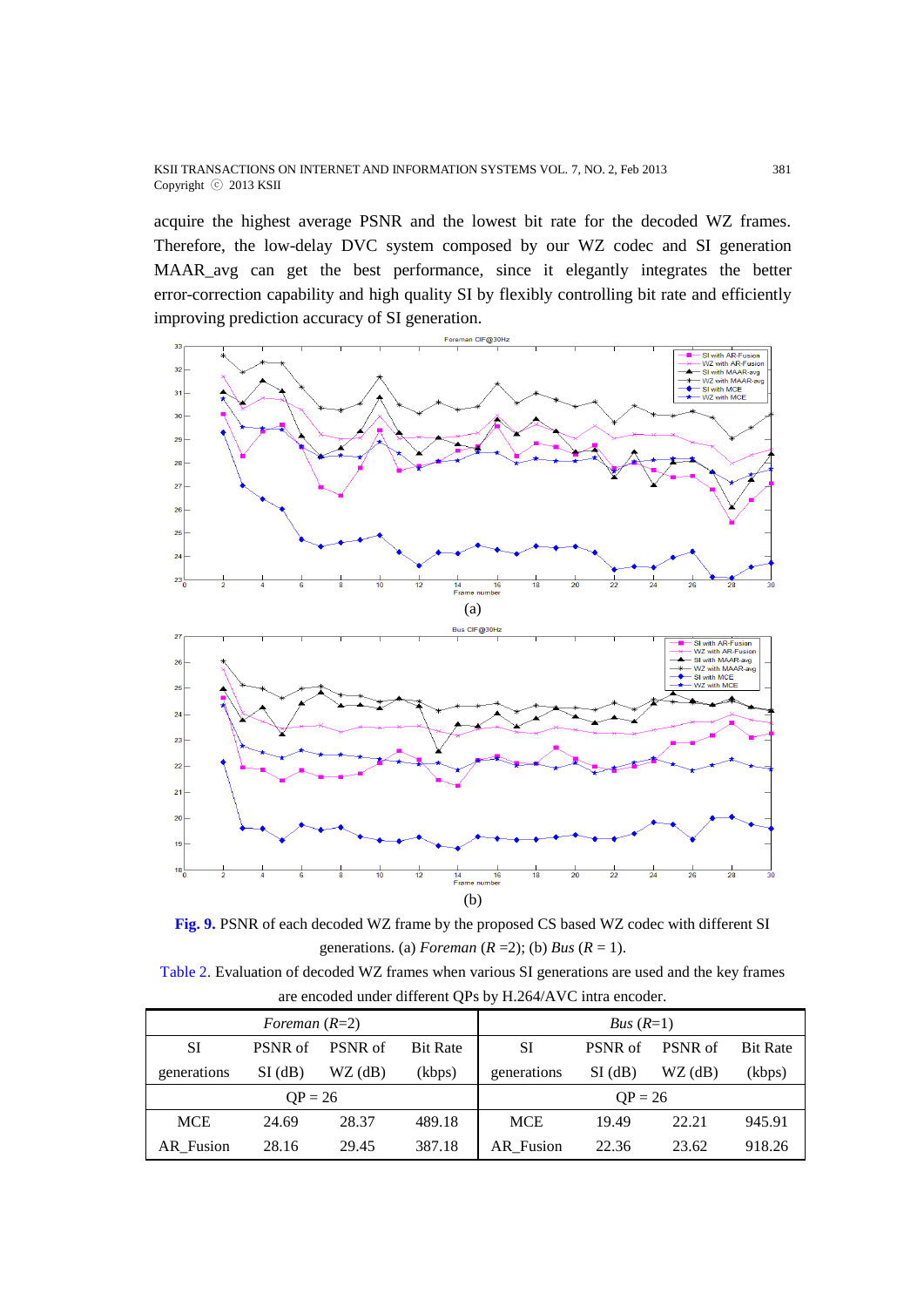acquire the highest average PSNR and the lowest bit rate for the decoded WZ frames. Therefore, the low-delay DVC system composed by our WZ codec and SI generation MAAR_avg can get the best performance, since it elegantly integrates the better error-correction capability and high quality SI by flexibly controlling bit rate and efficiently improving prediction accuracy of SI generation.

(a)

(b)

**Fig. 9.** PSNR of each decoded WZ frame by the proposed CS based WZ codec with different SI generations. (a) *Foreman* ($R$ =2); (b) *Bus* ($R$ = 1).

Table 2. Evaluation of decoded WZ frames when various SI generations are used and the key frames are encoded under different QPs by H.264/AVC intra encoder.

| *Foreman* ($R$=2) | | | | *Bus* ($R$=1) | | | |
|---|---|---|---|---|---|---|---|
| SI generations | PSNR of SI (dB) | PSNR of WZ (dB) | Bit Rate (kbps) | SI generations | PSNR of SI (dB) | PSNR of WZ (dB) | Bit Rate (kbps) |
| QP = 26 | | | | QP = 26 | | | |
| MCE | 24.69 | 28.37 | 489.18 | MCE | 19.49 | 22.21 | 945.91 |
| AR_Fusion | 28.16 | 29.45 | 387.18 | AR_Fusion | 22.36 | 23.62 | 918.26 |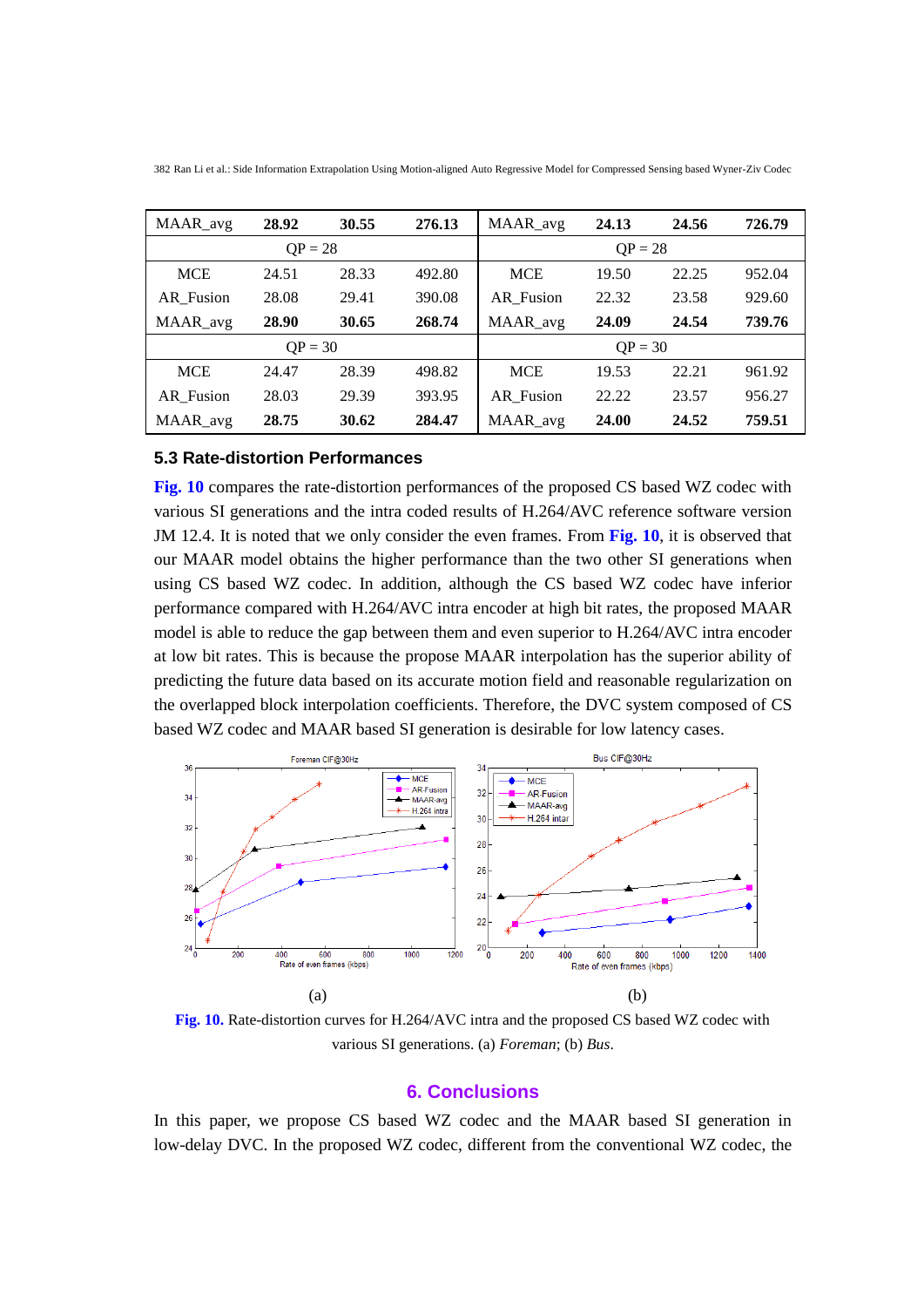| MAAR_avg | **28.92** | **30.55** | **276.13** | MAAR_avg | **24.13** | **24.56** | **726.79** |
|---|---|---|---|---|---|---|---|
| | QP = 28 | | | | QP = 28 | | |
| MCE | 24.51 | 28.33 | 492.80 | MCE | 19.50 | 22.25 | 952.04 |
| AR_Fusion | 28.08 | 29.41 | 390.08 | AR_Fusion | 22.32 | 23.58 | 929.60 |
| MAAR_avg | **28.90** | **30.65** | **268.74** | MAAR_avg | **24.09** | **24.54** | **739.76** |
| | QP = 30 | | | | QP = 30 | | |
| MCE | 24.47 | 28.39 | 498.82 | MCE | 19.53 | 22.21 | 961.92 |
| AR_Fusion | 28.03 | 29.39 | 393.95 | AR_Fusion | 22.22 | 23.57 | 956.27 |
| MAAR_avg | **28.75** | **30.62** | **284.47** | MAAR_avg | **24.00** | **24.52** | **759.51** |

### 5.3 Rate-distortion Performances

**Fig. 10** compares the rate-distortion performances of the proposed CS based WZ codec with various SI generations and the intra coded results of H.264/AVC reference software version JM 12.4. It is noted that we only consider the even frames. From **Fig. 10**, it is observed that our MAAR model obtains the higher performance than the two other SI generations when using CS based WZ codec. In addition, although the CS based WZ codec have inferior performance compared with H.264/AVC intra encoder at high bit rates, the proposed MAAR model is able to reduce the gap between them and even superior to H.264/AVC intra encoder at low bit rates. This is because the propose MAAR interpolation has the superior ability of predicting the future data based on its accurate motion field and reasonable regularization on the overlapped block interpolation coefficients. Therefore, the DVC system composed of CS based WZ codec and MAAR based SI generation is desirable for low latency cases.

(a) (b)

**Fig. 10.** Rate-distortion curves for H.264/AVC intra and the proposed CS based WZ codec with various SI generations. (a) *Foreman*; (b) *Bus*.

## 6. Conclusions

In this paper, we propose CS based WZ codec and the MAAR based SI generation in low-delay DVC. In the proposed WZ codec, different from the conventional WZ codec, the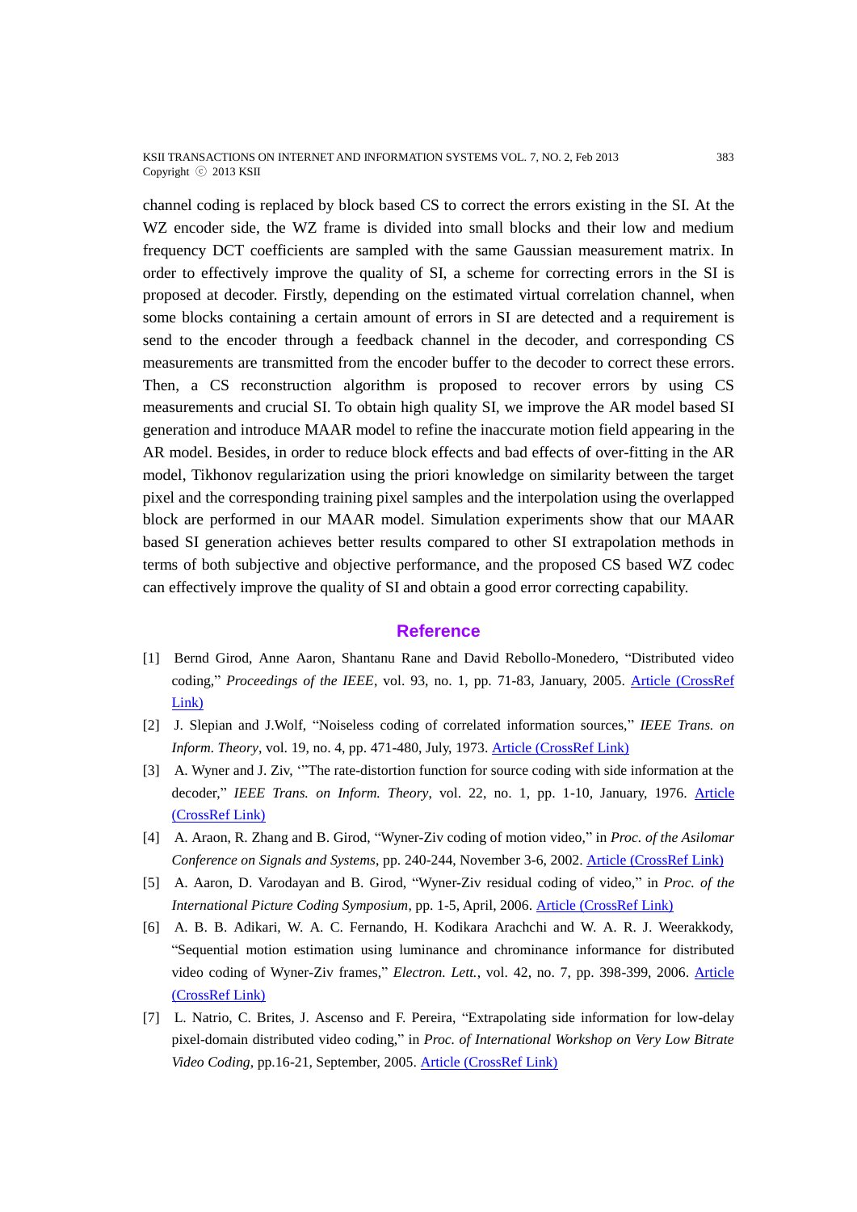channel coding is replaced by block based CS to correct the errors existing in the SI. At the WZ encoder side, the WZ frame is divided into small blocks and their low and medium frequency DCT coefficients are sampled with the same Gaussian measurement matrix. In order to effectively improve the quality of SI, a scheme for correcting errors in the SI is proposed at decoder. Firstly, depending on the estimated virtual correlation channel, when some blocks containing a certain amount of errors in SI are detected and a requirement is send to the encoder through a feedback channel in the decoder, and corresponding CS measurements are transmitted from the encoder buffer to the decoder to correct these errors. Then, a CS reconstruction algorithm is proposed to recover errors by using CS measurements and crucial SI. To obtain high quality SI, we improve the AR model based SI generation and introduce MAAR model to refine the inaccurate motion field appearing in the AR model. Besides, in order to reduce block effects and bad effects of over-fitting in the AR model, Tikhonov regularization using the priori knowledge on similarity between the target pixel and the corresponding training pixel samples and the interpolation using the overlapped block are performed in our MAAR model. Simulation experiments show that our MAAR based SI generation achieves better results compared to other SI extrapolation methods in terms of both subjective and objective performance, and the proposed CS based WZ codec can effectively improve the quality of SI and obtain a good error correcting capability.

## Reference

[1] Bernd Girod, Anne Aaron, Shantanu Rane and David Rebollo-Monedero, "Distributed video coding," *Proceedings of the IEEE*, vol. 93, no. 1, pp. 71-83, January, 2005. Article (CrossRef Link)

[2] J. Slepian and J.Wolf, "Noiseless coding of correlated information sources," *IEEE Trans. on Inform. Theory*, vol. 19, no. 4, pp. 471-480, July, 1973. Article (CrossRef Link)

[3] A. Wyner and J. Ziv, '"The rate-distortion function for source coding with side information at the decoder," *IEEE Trans. on Inform. Theory*, vol. 22, no. 1, pp. 1-10, January, 1976. Article (CrossRef Link)

[4] A. Araon, R. Zhang and B. Girod, "Wyner-Ziv coding of motion video," in *Proc. of the Asilomar Conference on Signals and Systems*, pp. 240-244, November 3-6, 2002. Article (CrossRef Link)

[5] A. Aaron, D. Varodayan and B. Girod, "Wyner-Ziv residual coding of video," in *Proc. of the International Picture Coding Symposium*, pp. 1-5, April, 2006. Article (CrossRef Link)

[6] A. B. B. Adikari, W. A. C. Fernando, H. Kodikara Arachchi and W. A. R. J. Weerakkody, "Sequential motion estimation using luminance and chrominance informance for distributed video coding of Wyner-Ziv frames," *Electron. Lett.*, vol. 42, no. 7, pp. 398-399, 2006. Article (CrossRef Link)

[7] L. Natrio, C. Brites, J. Ascenso and F. Pereira, "Extrapolating side information for low-delay pixel-domain distributed video coding," in *Proc. of International Workshop on Very Low Bitrate Video Coding*, pp.16-21, September, 2005. Article (CrossRef Link)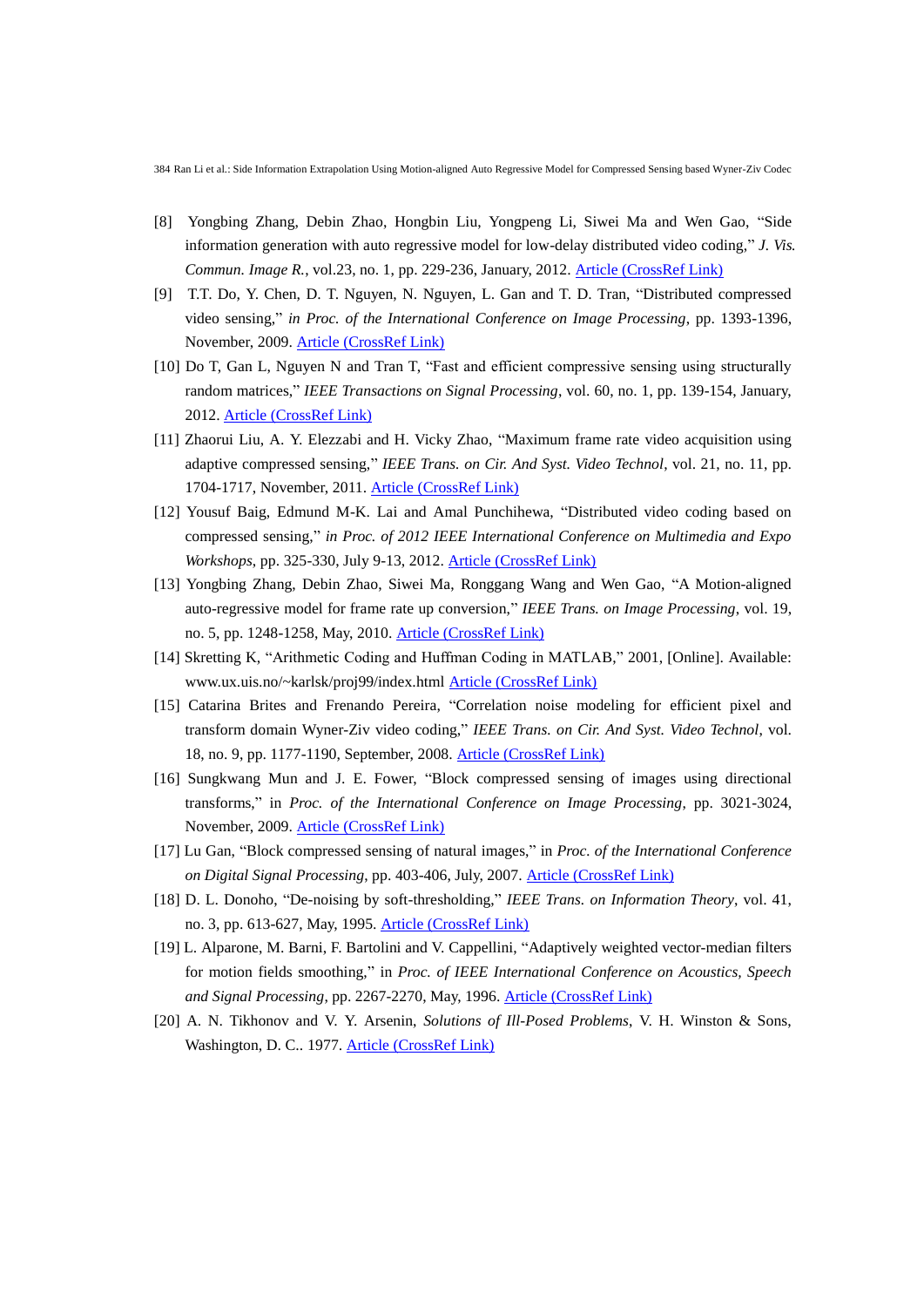[8] Yongbing Zhang, Debin Zhao, Hongbin Liu, Yongpeng Li, Siwei Ma and Wen Gao, "Side information generation with auto regressive model for low-delay distributed video coding," *J. Vis. Commun. Image R.*, vol.23, no. 1, pp. 229-236, January, 2012. Article (CrossRef Link)

[9] T.T. Do, Y. Chen, D. T. Nguyen, N. Nguyen, L. Gan and T. D. Tran, "Distributed compressed video sensing," *in Proc. of the International Conference on Image Processing*, pp. 1393-1396, November, 2009. Article (CrossRef Link)

[10] Do T, Gan L, Nguyen N and Tran T, "Fast and efficient compressive sensing using structurally random matrices," *IEEE Transactions on Signal Processing*, vol. 60, no. 1, pp. 139-154, January, 2012. Article (CrossRef Link)

[11] Zhaorui Liu, A. Y. Elezzabi and H. Vicky Zhao, "Maximum frame rate video acquisition using adaptive compressed sensing," *IEEE Trans. on Cir. And Syst. Video Technol*, vol. 21, no. 11, pp. 1704-1717, November, 2011. Article (CrossRef Link)

[12] Yousuf Baig, Edmund M-K. Lai and Amal Punchihewa, "Distributed video coding based on compressed sensing," *in Proc. of 2012 IEEE International Conference on Multimedia and Expo Workshops*, pp. 325-330, July 9-13, 2012. Article (CrossRef Link)

[13] Yongbing Zhang, Debin Zhao, Siwei Ma, Ronggang Wang and Wen Gao, "A Motion-aligned auto-regressive model for frame rate up conversion," *IEEE Trans. on Image Processing*, vol. 19, no. 5, pp. 1248-1258, May, 2010. Article (CrossRef Link)

[14] Skretting K, "Arithmetic Coding and Huffman Coding in MATLAB," 2001, [Online]. Available: www.ux.uis.no/~karlsk/proj99/index.html Article (CrossRef Link)

[15] Catarina Brites and Frenando Pereira, "Correlation noise modeling for efficient pixel and transform domain Wyner-Ziv video coding," *IEEE Trans. on Cir. And Syst. Video Technol*, vol. 18, no. 9, pp. 1177-1190, September, 2008. Article (CrossRef Link)

[16] Sungkwang Mun and J. E. Fower, "Block compressed sensing of images using directional transforms," in *Proc. of the International Conference on Image Processing*, pp. 3021-3024, November, 2009. Article (CrossRef Link)

[17] Lu Gan, "Block compressed sensing of natural images," in *Proc. of the International Conference on Digital Signal Processing*, pp. 403-406, July, 2007. Article (CrossRef Link)

[18] D. L. Donoho, "De-noising by soft-thresholding," *IEEE Trans. on Information Theory*, vol. 41, no. 3, pp. 613-627, May, 1995. Article (CrossRef Link)

[19] L. Alparone, M. Barni, F. Bartolini and V. Cappellini, "Adaptively weighted vector-median filters for motion fields smoothing," in *Proc. of IEEE International Conference on Acoustics, Speech and Signal Processing*, pp. 2267-2270, May, 1996. Article (CrossRef Link)

[20] A. N. Tikhonov and V. Y. Arsenin, *Solutions of Ill-Posed Problems*, V. H. Winston & Sons, Washington, D. C.. 1977. Article (CrossRef Link)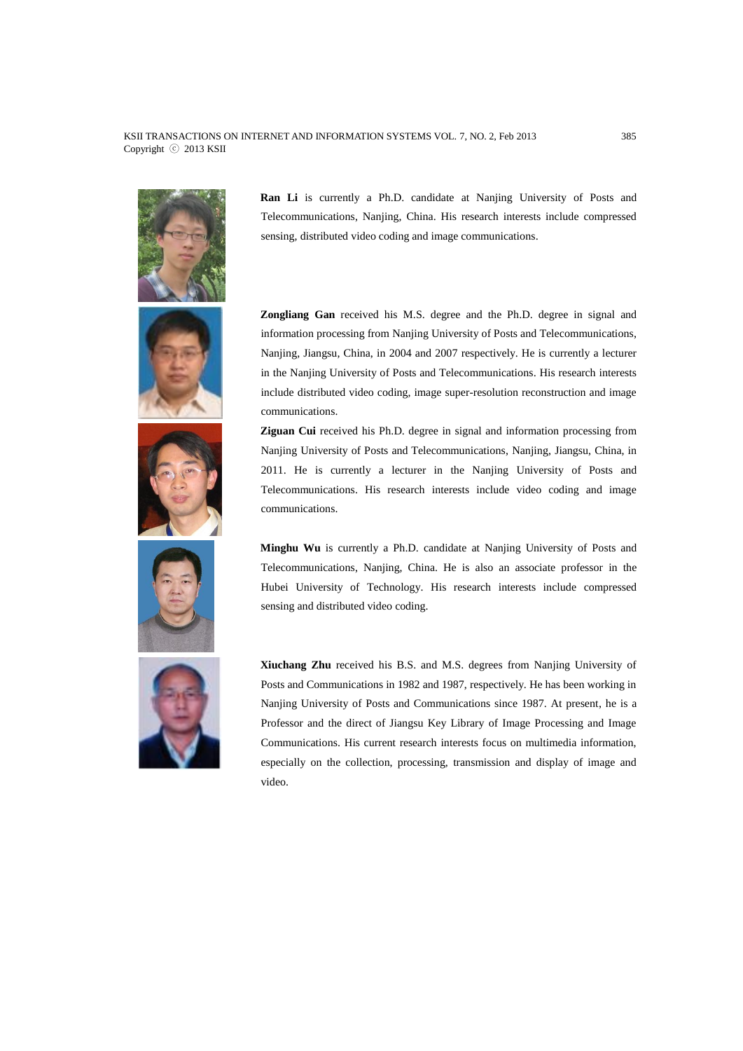**Ran Li** is currently a Ph.D. candidate at Nanjing University of Posts and Telecommunications, Nanjing, China. His research interests include compressed sensing, distributed video coding and image communications.

**Zongliang Gan** received his M.S. degree and the Ph.D. degree in signal and information processing from Nanjing University of Posts and Telecommunications, Nanjing, Jiangsu, China, in 2004 and 2007 respectively. He is currently a lecturer in the Nanjing University of Posts and Telecommunications. His research interests include distributed video coding, image super-resolution reconstruction and image communications.

**Ziguan Cui** received his Ph.D. degree in signal and information processing from Nanjing University of Posts and Telecommunications, Nanjing, Jiangsu, China, in 2011. He is currently a lecturer in the Nanjing University of Posts and Telecommunications. His research interests include video coding and image communications.

**Minghu Wu** is currently a Ph.D. candidate at Nanjing University of Posts and Telecommunications, Nanjing, China. He is also an associate professor in the Hubei University of Technology. His research interests include compressed sensing and distributed video coding.

**Xiuchang Zhu** received his B.S. and M.S. degrees from Nanjing University of Posts and Communications in 1982 and 1987, respectively. He has been working in Nanjing University of Posts and Communications since 1987. At present, he is a Professor and the direct of Jiangsu Key Library of Image Processing and Image Communications. His current research interests focus on multimedia information, especially on the collection, processing, transmission and display of image and video.